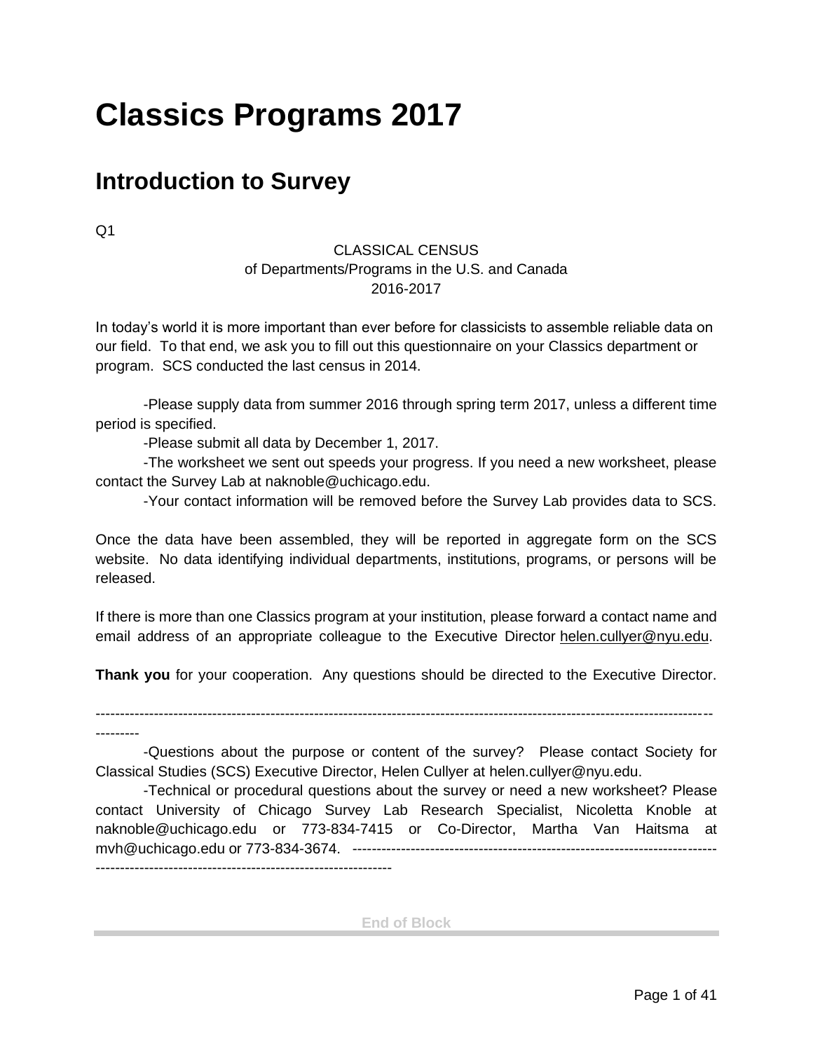# Classics Programs 2017

## Introduction to Survey

Q1

CLASSICAL CENSUS
of Departments/Programs in the U.S. and Canada
2016-2017

In today's world it is more important than ever before for classicists to assemble reliable data on our field. To that end, we ask you to fill out this questionnaire on your Classics department or program. SCS conducted the last census in 2014.

-Please supply data from summer 2016 through spring term 2017, unless a different time period is specified.
-Please submit all data by December 1, 2017.
-The worksheet we sent out speeds your progress. If you need a new worksheet, please contact the Survey Lab at naknoble@uchicago.edu.
-Your contact information will be removed before the Survey Lab provides data to SCS.

Once the data have been assembled, they will be reported in aggregate form on the SCS website. No data identifying individual departments, institutions, programs, or persons will be released.

If there is more than one Classics program at your institution, please forward a contact name and email address of an appropriate colleague to the Executive Director helen.cullyer@nyu.edu.

**Thank you** for your cooperation. Any questions should be directed to the Executive Director.

-----------------------------------------------------------------------------------------------------------------------------------

-Questions about the purpose or content of the survey? Please contact Society for Classical Studies (SCS) Executive Director, Helen Cullyer at helen.cullyer@nyu.edu.
-Technical or procedural questions about the survey or need a new worksheet? Please contact University of Chicago Survey Lab Research Specialist, Nicoletta Knoble at naknoble@uchicago.edu or 773-834-7415 or Co-Director, Martha Van Haitsma at mvh@uchicago.edu or 773-834-3674. -----------------------------------------------------------------------------------------------------------------------------------

End of Block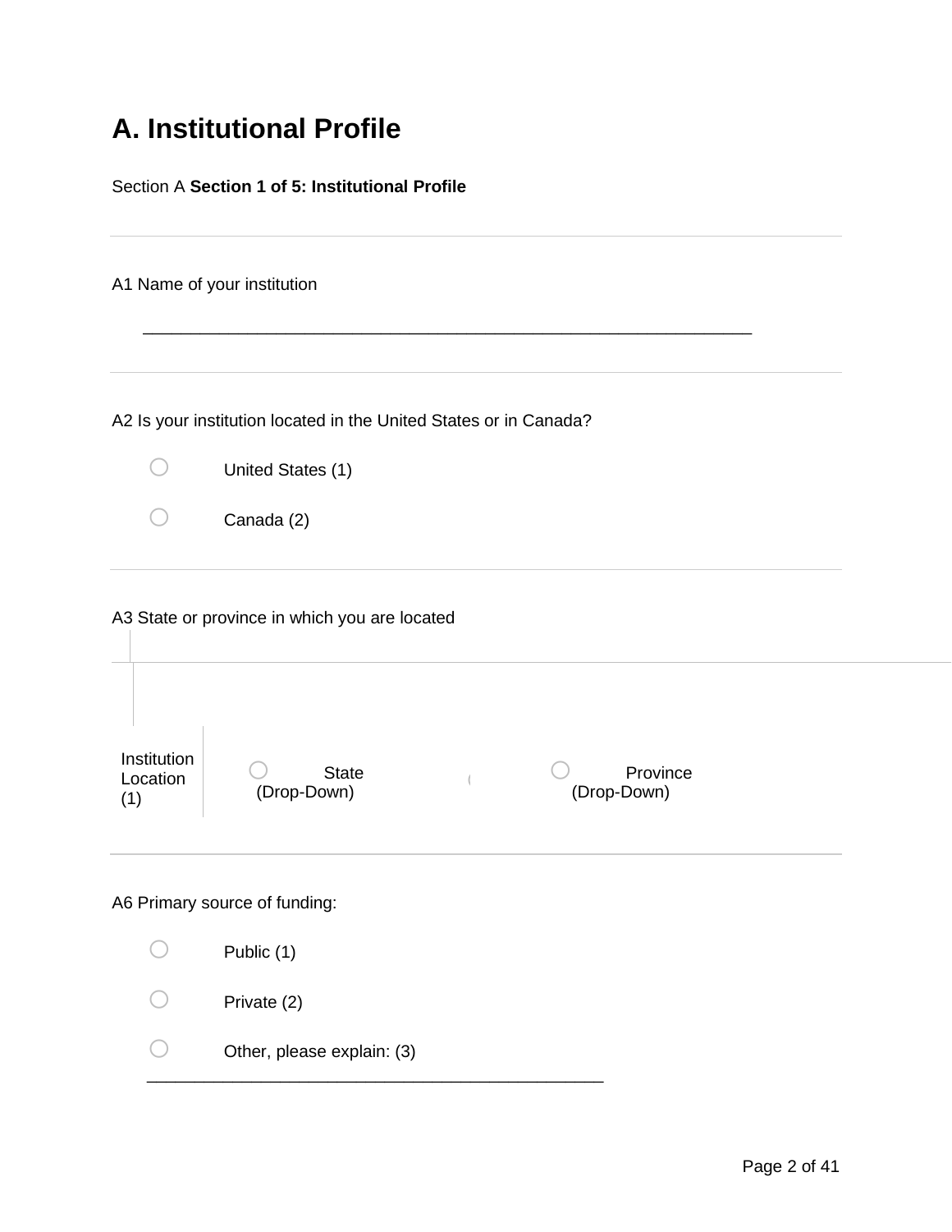# A. Institutional Profile

Section A **Section 1 of 5: Institutional Profile**

---

A1 Name of your institution

________________________________________________________________

---

A2 Is your institution located in the United States or in Canada?

- ○ United States (1)
- ○ Canada (2)

---

A3 State or province in which you are located

| | | |
|---|---|---|
| Institution Location (1) | ○ State (Drop-Down) | ○ Province (Drop-Down) |

---

A6 Primary source of funding:

- ○ Public (1)
- ○ Private (2)
- ○ Other, please explain: (3) ________________________________________________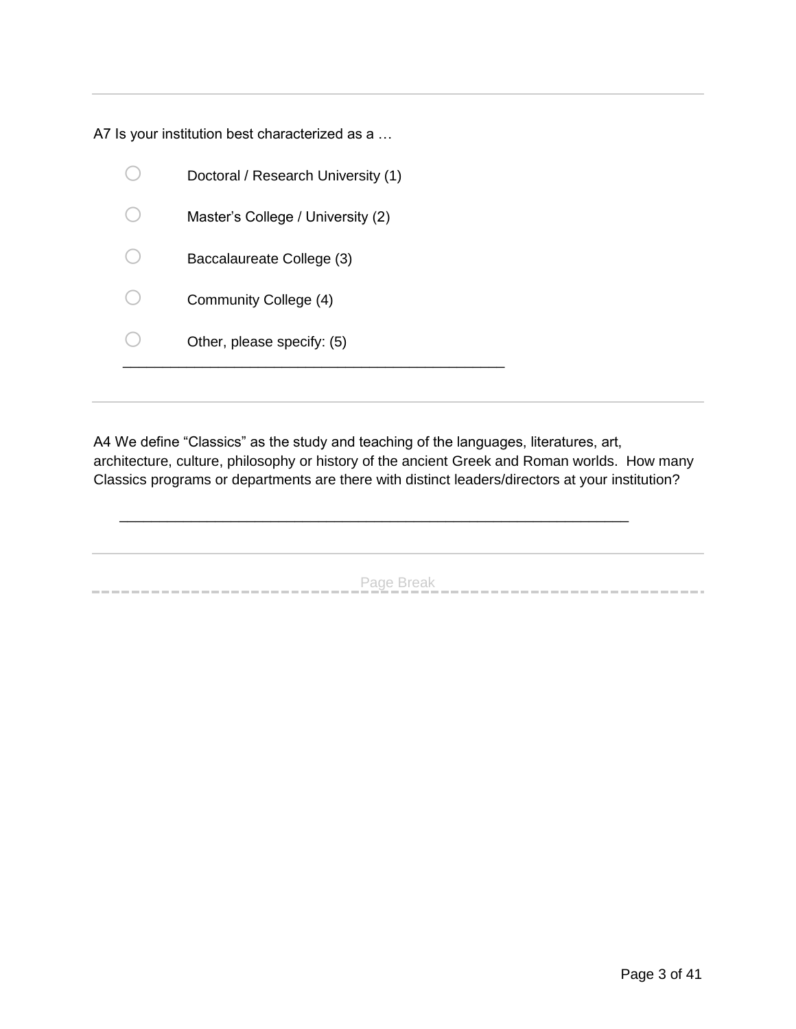---

A7 Is your institution best characterized as a …

- ○ Doctoral / Research University (1)
- ○ Master's College / University (2)
- ○ Baccalaureate College (3)
- ○ Community College (4)
- ○ Other, please specify: (5) ________________________________________________

---

A4 We define "Classics" as the study and teaching of the languages, literatures, art, architecture, culture, philosophy or history of the ancient Greek and Roman worlds. How many Classics programs or departments are there with distinct leaders/directors at your institution?

________________________________________________________________

---

Page Break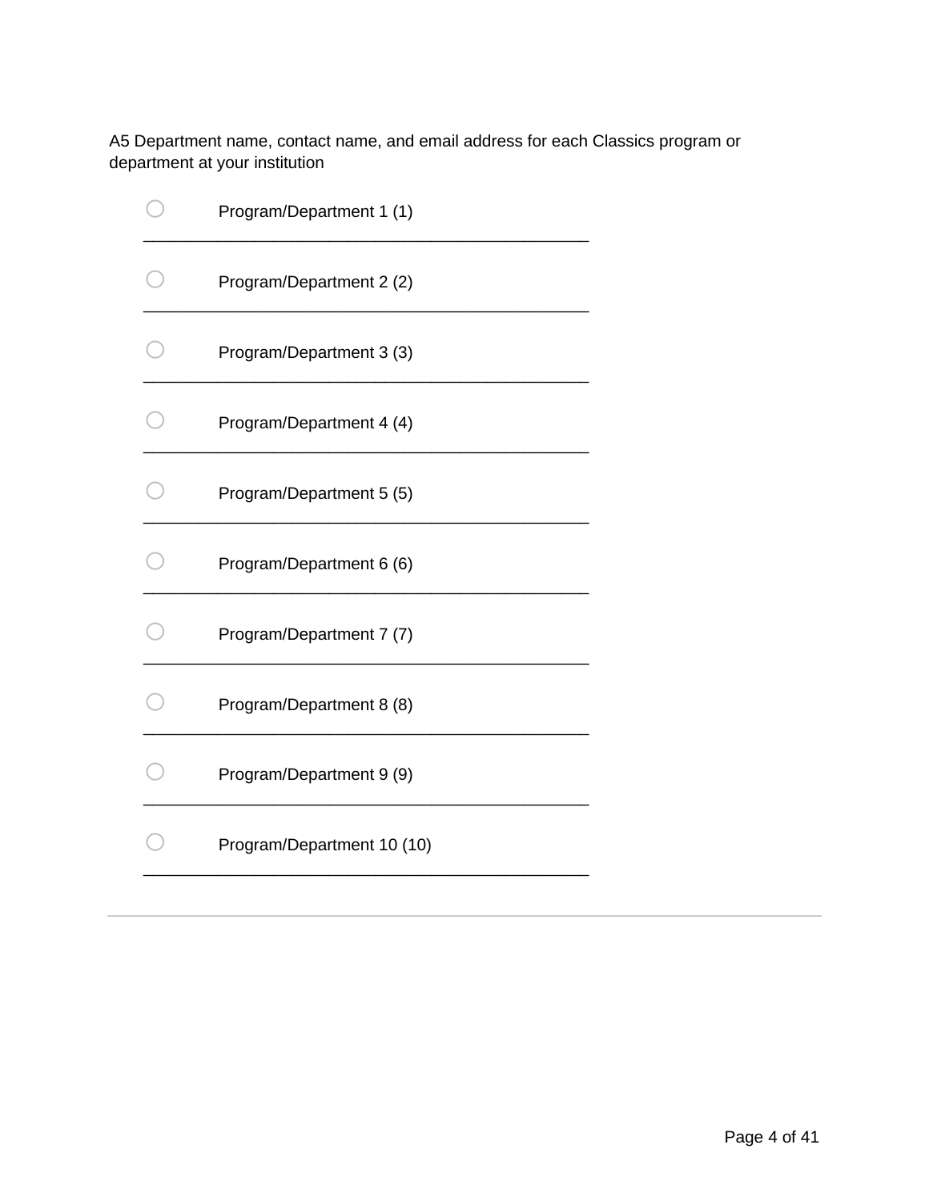A5 Department name, contact name, and email address for each Classics program or department at your institution

- ○ Program/Department 1 (1) ________________________________________________
- ○ Program/Department 2 (2) ________________________________________________
- ○ Program/Department 3 (3) ________________________________________________
- ○ Program/Department 4 (4) ________________________________________________
- ○ Program/Department 5 (5) ________________________________________________
- ○ Program/Department 6 (6) ________________________________________________
- ○ Program/Department 7 (7) ________________________________________________
- ○ Program/Department 8 (8) ________________________________________________
- ○ Program/Department 9 (9) ________________________________________________
- ○ Program/Department 10 (10) ________________________________________________

---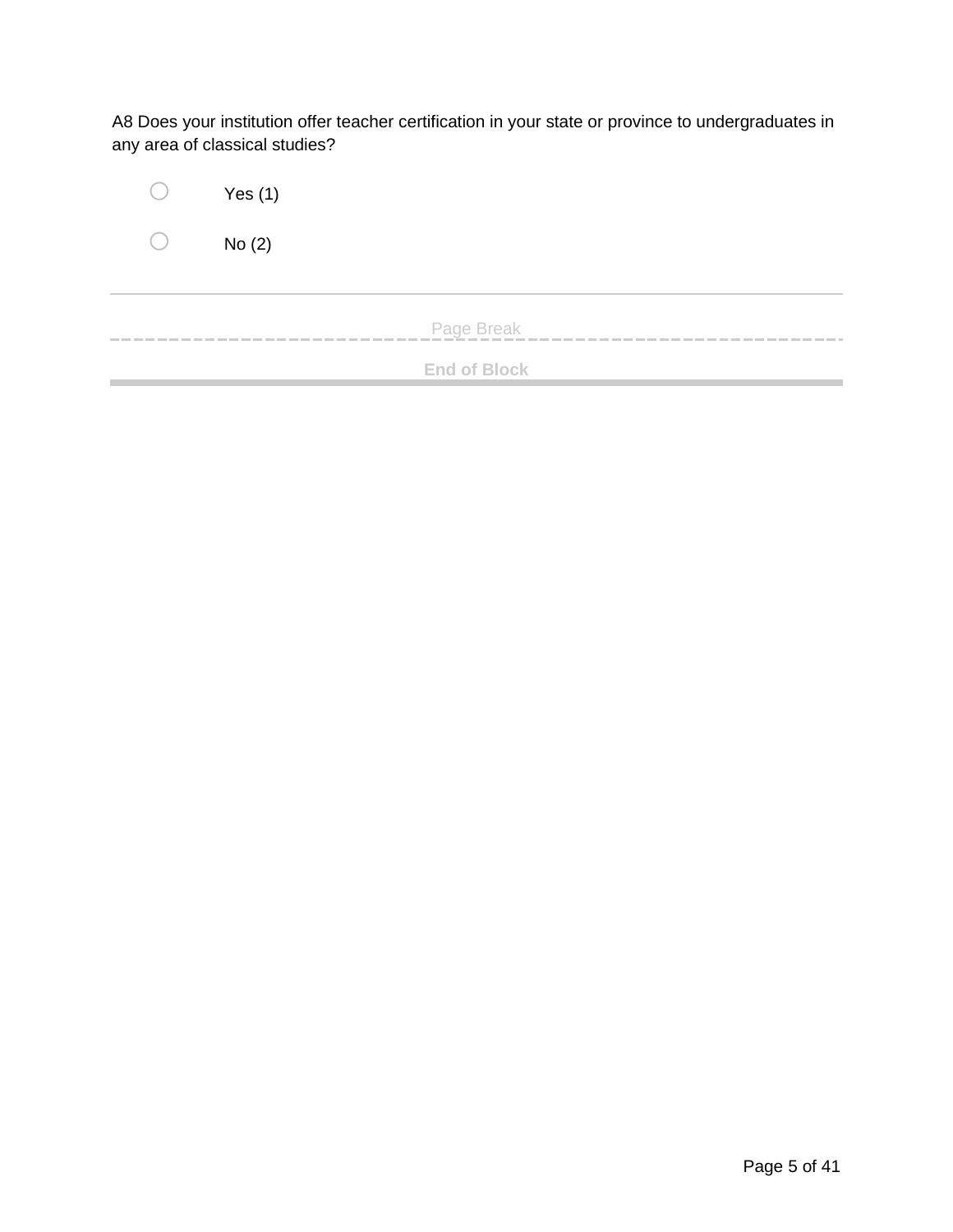A8 Does your institution offer teacher certification in your state or province to undergraduates in any area of classical studies?

- ○ Yes (1)
- ○ No (2)

---

Page Break

**End of Block**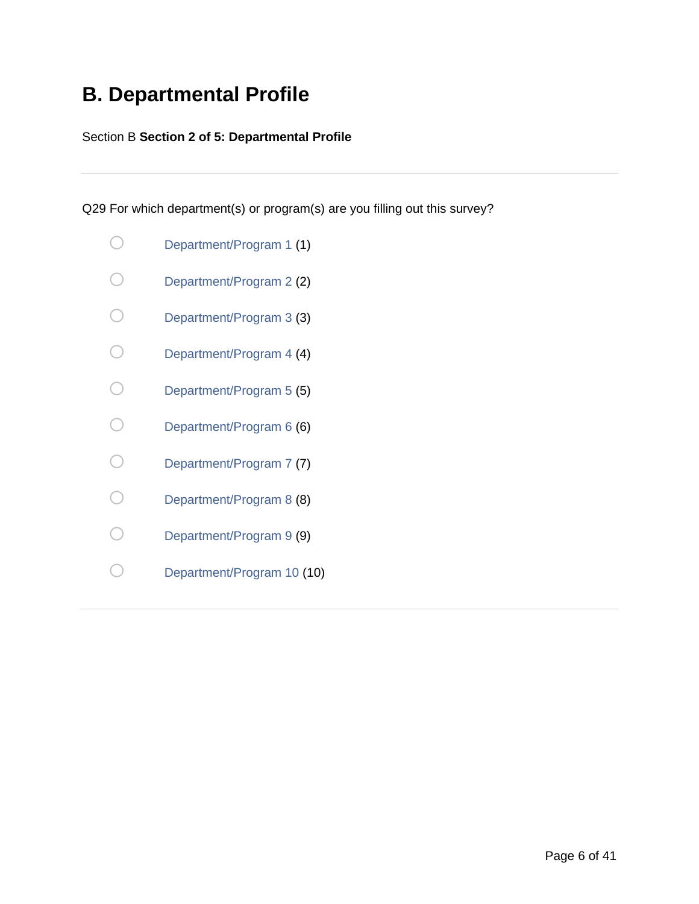# B. Departmental Profile

Section B **Section 2 of 5: Departmental Profile**

---

Q29 For which department(s) or program(s) are you filling out this survey?

- ○ Department/Program 1 (1)
- ○ Department/Program 2 (2)
- ○ Department/Program 3 (3)
- ○ Department/Program 4 (4)
- ○ Department/Program 5 (5)
- ○ Department/Program 6 (6)
- ○ Department/Program 7 (7)
- ○ Department/Program 8 (8)
- ○ Department/Program 9 (9)
- ○ Department/Program 10 (10)

---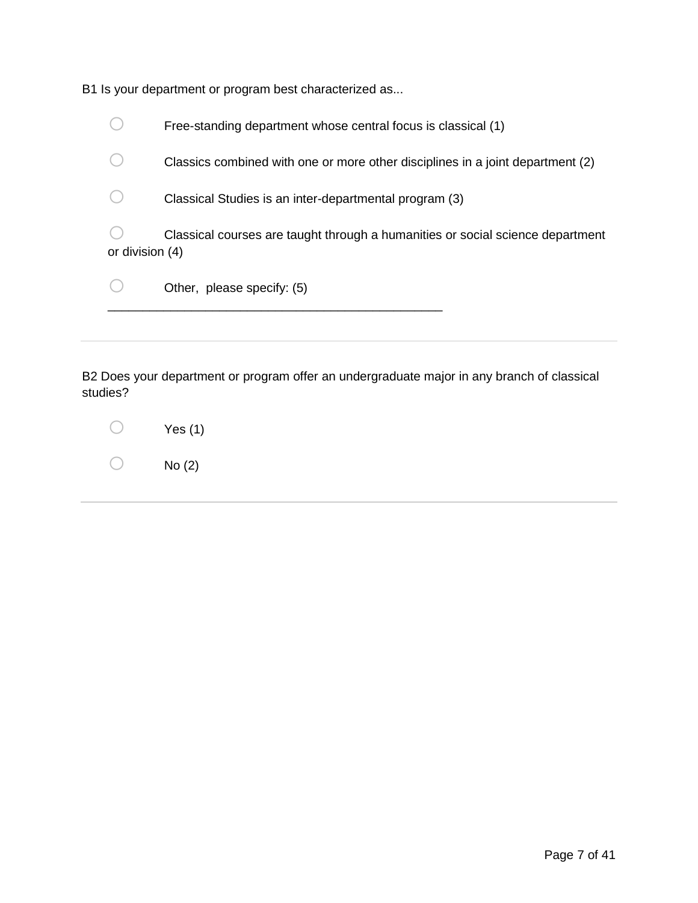B1 Is your department or program best characterized as...

- ○ Free-standing department whose central focus is classical (1)
- ○ Classics combined with one or more other disciplines in a joint department (2)
- ○ Classical Studies is an inter-departmental program (3)
- ○ Classical courses are taught through a humanities or social science department or division (4)
- ○ Other, please specify: (5) ________________________________________________

---

B2 Does your department or program offer an undergraduate major in any branch of classical studies?

- ○ Yes (1)
- ○ No (2)

---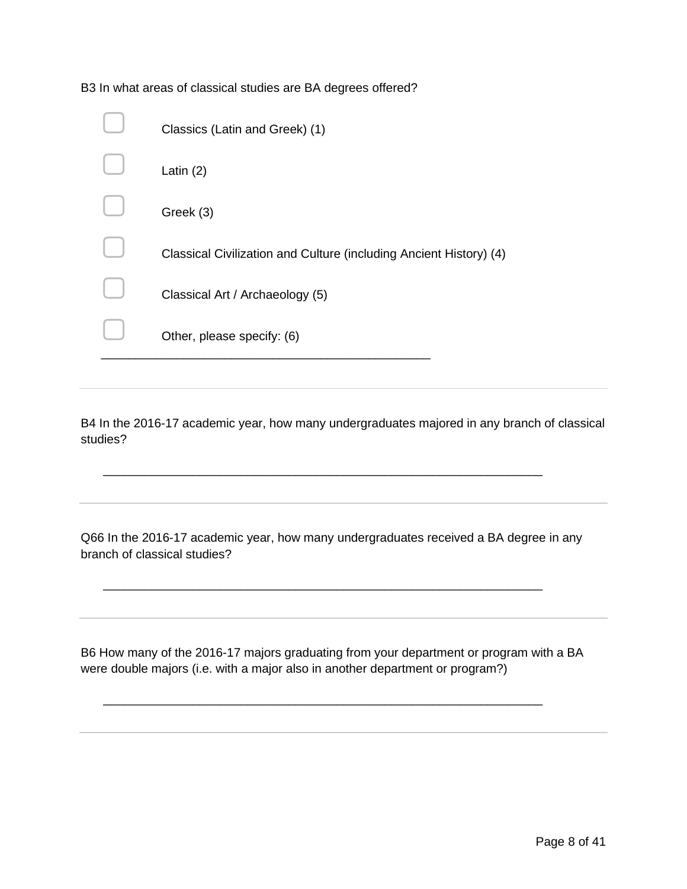B3 In what areas of classical studies are BA degrees offered?

- [ ] Classics (Latin and Greek) (1)
- [ ] Latin (2)
- [ ] Greek (3)
- [ ] Classical Civilization and Culture (including Ancient History) (4)
- [ ] Classical Art / Archaeology (5)
- [ ] Other, please specify: (6) ________________________________________________

---

B4 In the 2016-17 academic year, how many undergraduates majored in any branch of classical studies?

________________________________________________________________

---

Q66 In the 2016-17 academic year, how many undergraduates received a BA degree in any branch of classical studies?

________________________________________________________________

---

B6 How many of the 2016-17 majors graduating from your department or program with a BA were double majors (i.e. with a major also in another department or program?)

________________________________________________________________

---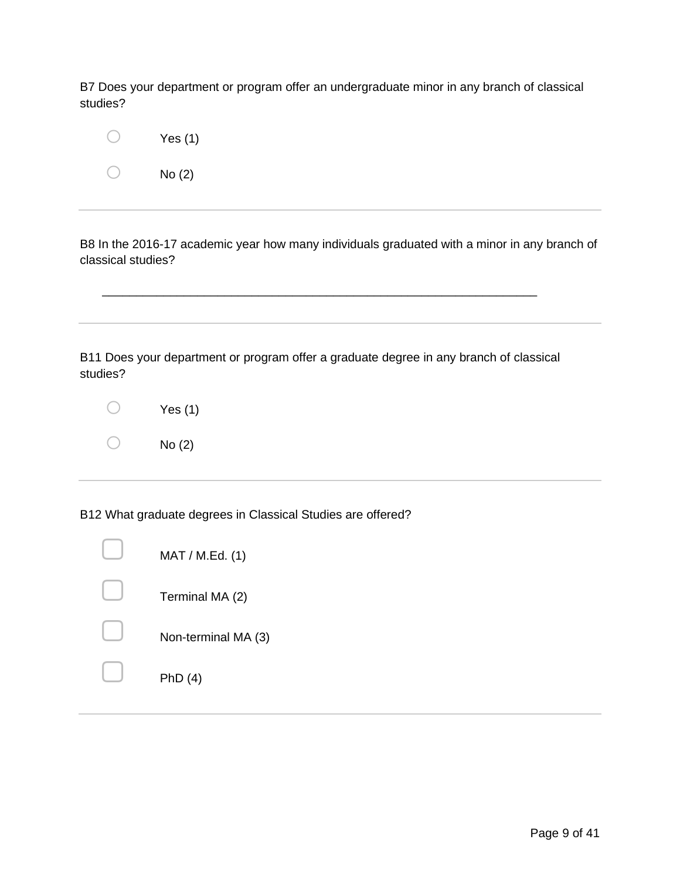B7 Does your department or program offer an undergraduate minor in any branch of classical studies?

- ○ Yes (1)
- ○ No (2)

---

B8 In the 2016-17 academic year how many individuals graduated with a minor in any branch of classical studies?

________________________________________________________________

---

B11 Does your department or program offer a graduate degree in any branch of classical studies?

- ○ Yes (1)
- ○ No (2)

---

B12 What graduate degrees in Classical Studies are offered?

- ▢ MAT / M.Ed. (1)
- ▢ Terminal MA (2)
- ▢ Non-terminal MA (3)
- ▢ PhD (4)

---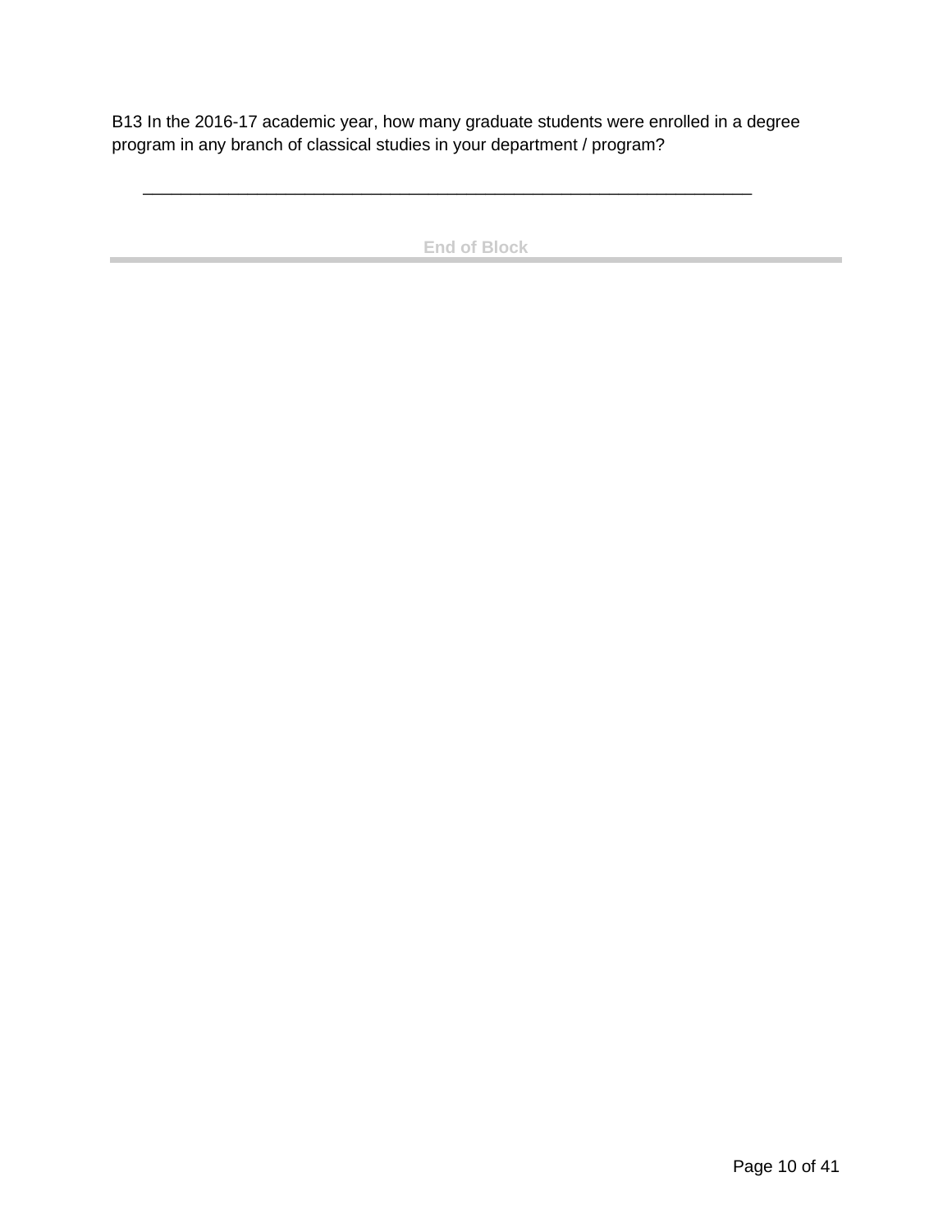B13 In the 2016-17 academic year, how many graduate students were enrolled in a degree program in any branch of classical studies in your department / program?

________________________________________________________________

End of Block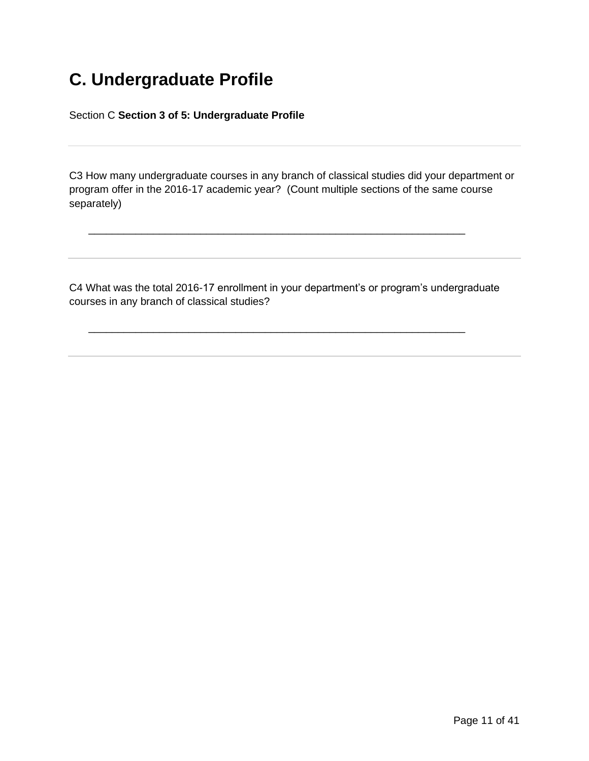# C. Undergraduate Profile

Section C **Section 3 of 5: Undergraduate Profile**

---

C3 How many undergraduate courses in any branch of classical studies did your department or program offer in the 2016-17 academic year? (Count multiple sections of the same course separately)

________________________________________________________________

---

C4 What was the total 2016-17 enrollment in your department's or program's undergraduate courses in any branch of classical studies?

________________________________________________________________

---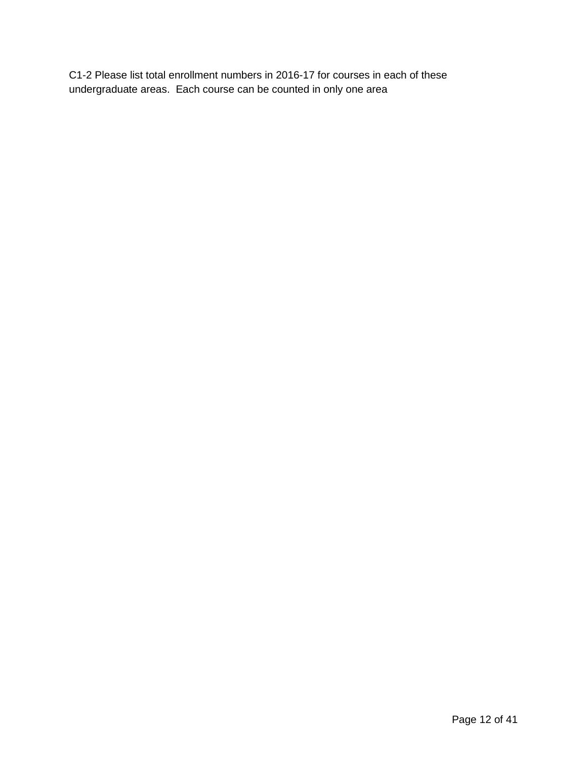C1-2 Please list total enrollment numbers in 2016-17 for courses in each of these undergraduate areas.  Each course can be counted in only one area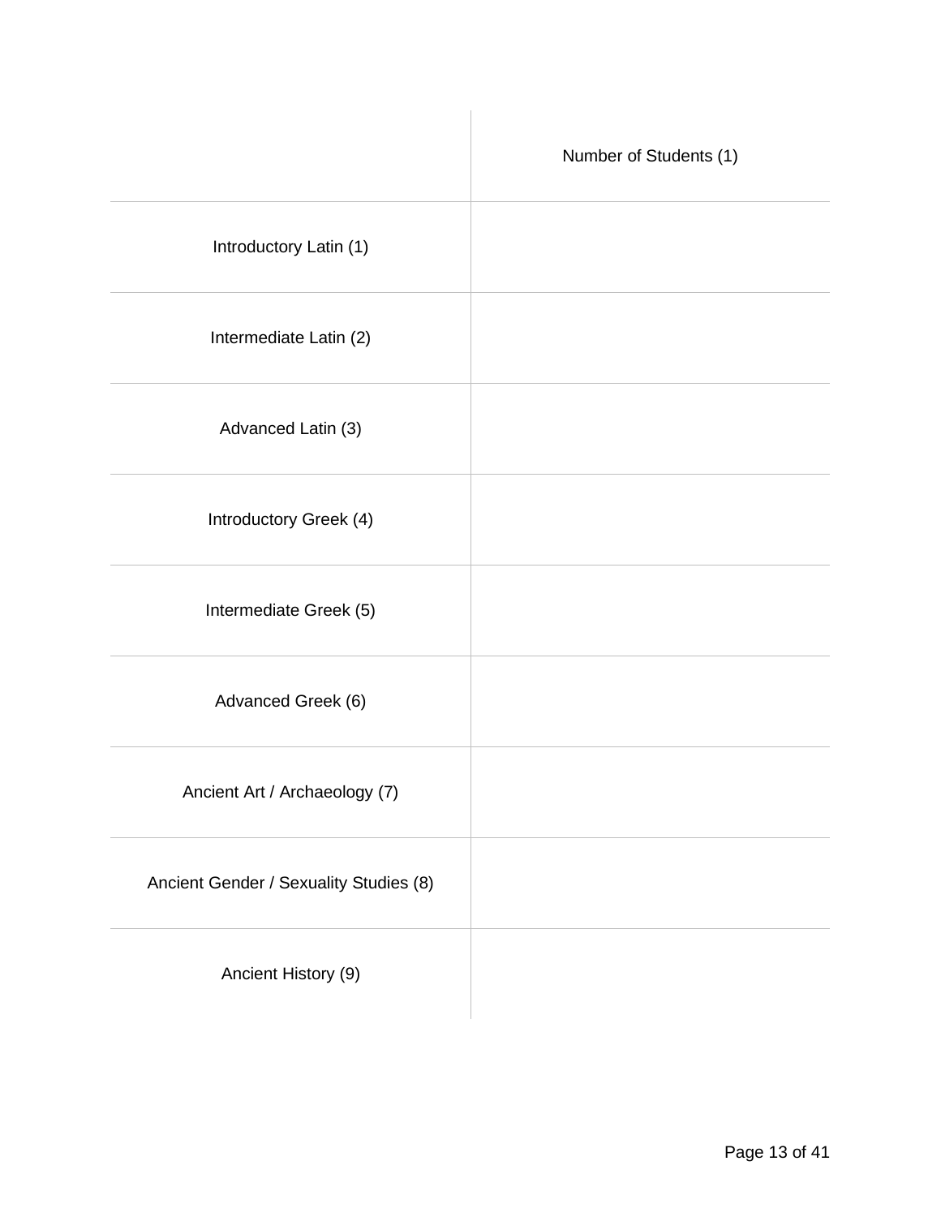| | Number of Students (1) |
|---|---|
| Introductory Latin (1) | |
| Intermediate Latin (2) | |
| Advanced Latin (3) | |
| Introductory Greek (4) | |
| Intermediate Greek (5) | |
| Advanced Greek (6) | |
| Ancient Art / Archaeology (7) | |
| Ancient Gender / Sexuality Studies (8) | |
| Ancient History (9) | |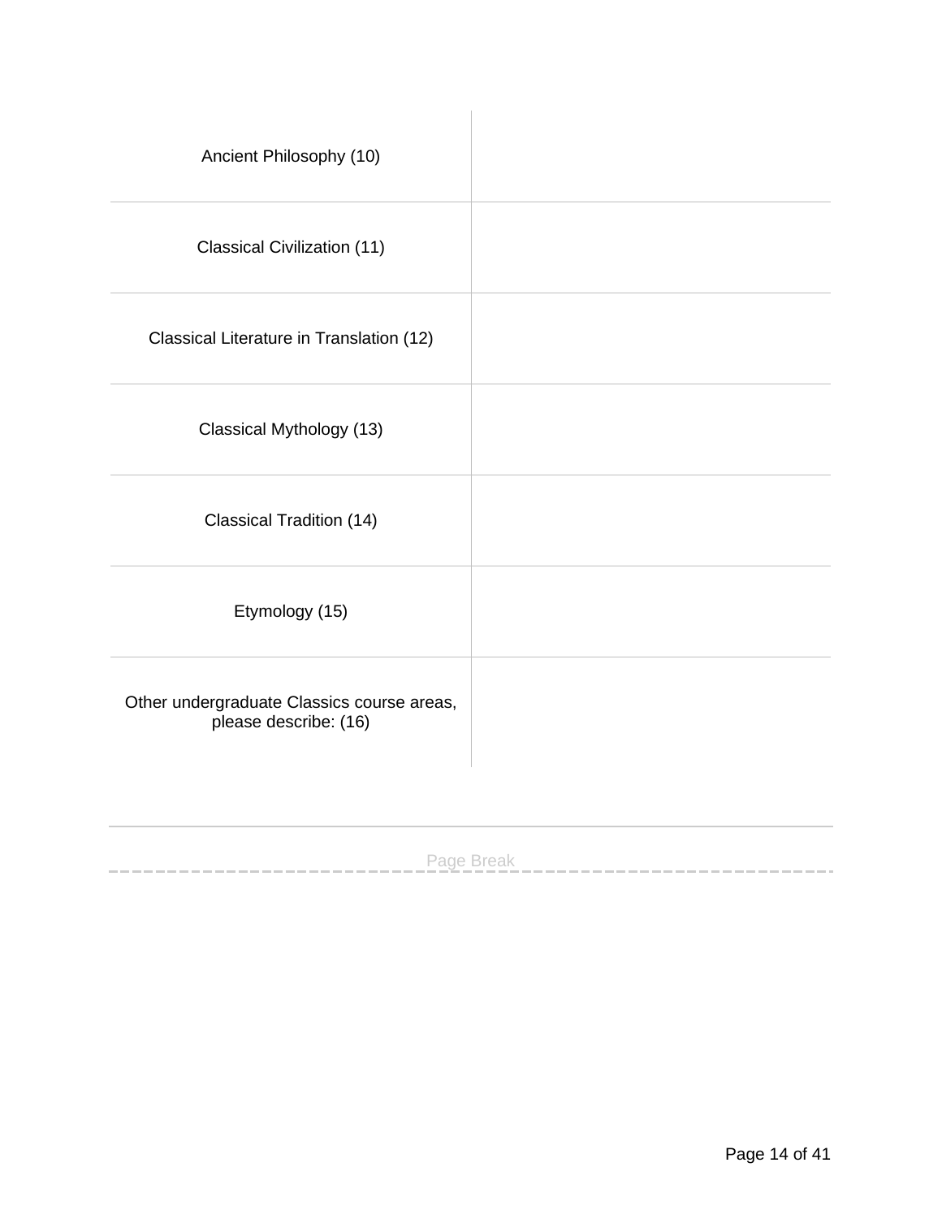| | |
|---|---|
| Ancient Philosophy (10) | |
| Classical Civilization (11) | |
| Classical Literature in Translation (12) | |
| Classical Mythology (13) | |
| Classical Tradition (14) | |
| Etymology (15) | |
| Other undergraduate Classics course areas, please describe: (16) | |

Page Break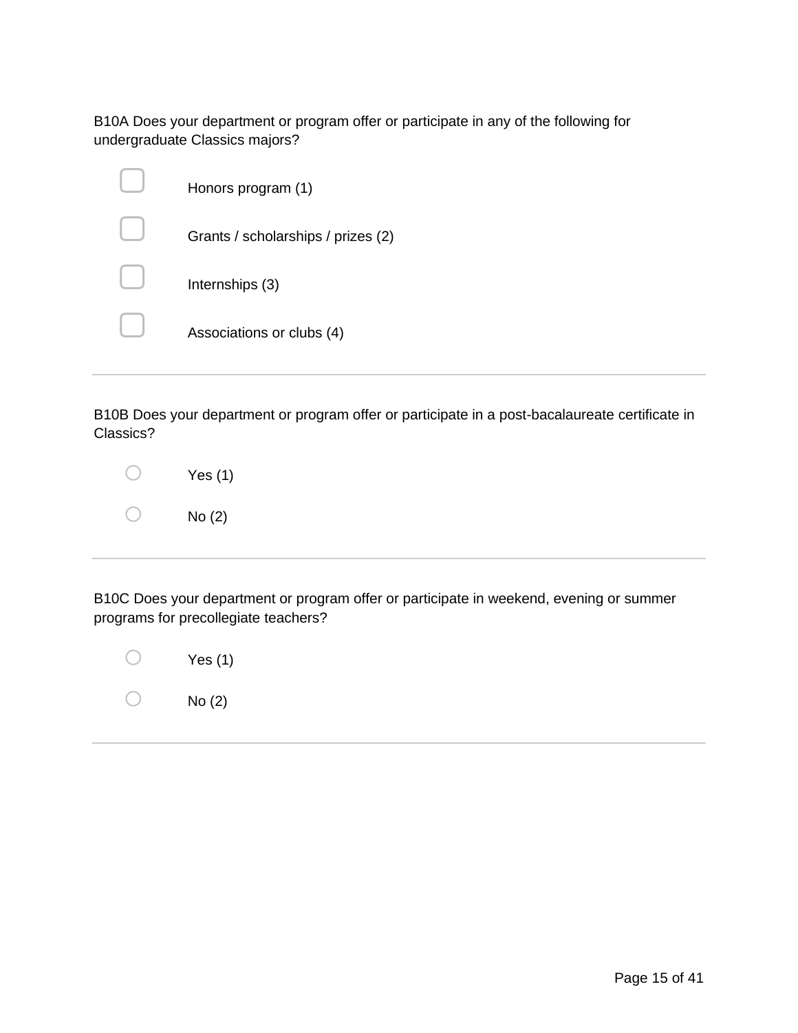B10A Does your department or program offer or participate in any of the following for undergraduate Classics majors?

- [ ] Honors program (1)
- [ ] Grants / scholarships / prizes (2)
- [ ] Internships (3)
- [ ] Associations or clubs (4)

---

B10B Does your department or program offer or participate in a post-bacalaureate certificate in Classics?

- ○ Yes (1)
- ○ No (2)

---

B10C Does your department or program offer or participate in weekend, evening or summer programs for precollegiate teachers?

- ○ Yes (1)
- ○ No (2)

---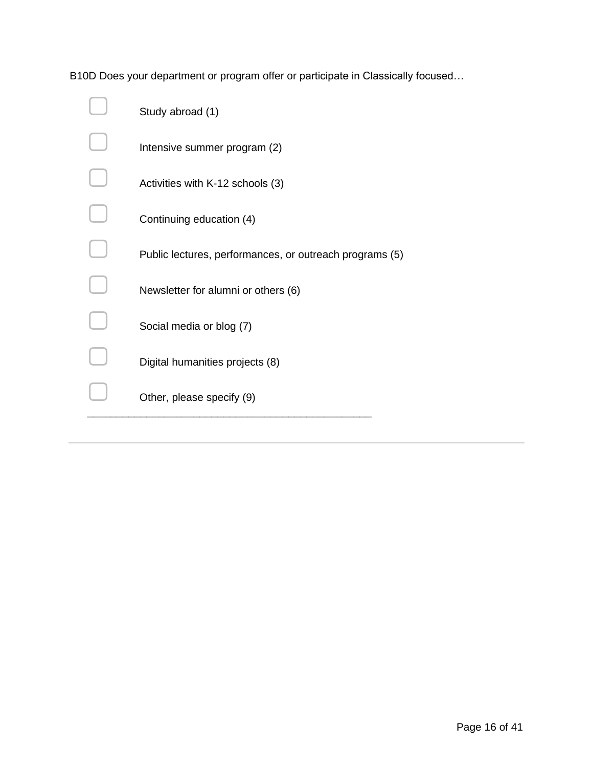B10D Does your department or program offer or participate in Classically focused…

- ▢ Study abroad (1)
- ▢ Intensive summer program (2)
- ▢ Activities with K-12 schools (3)
- ▢ Continuing education (4)
- ▢ Public lectures, performances, or outreach programs (5)
- ▢ Newsletter for alumni or others (6)
- ▢ Social media or blog (7)
- ▢ Digital humanities projects (8)
- ▢ Other, please specify (9) ________________________________________________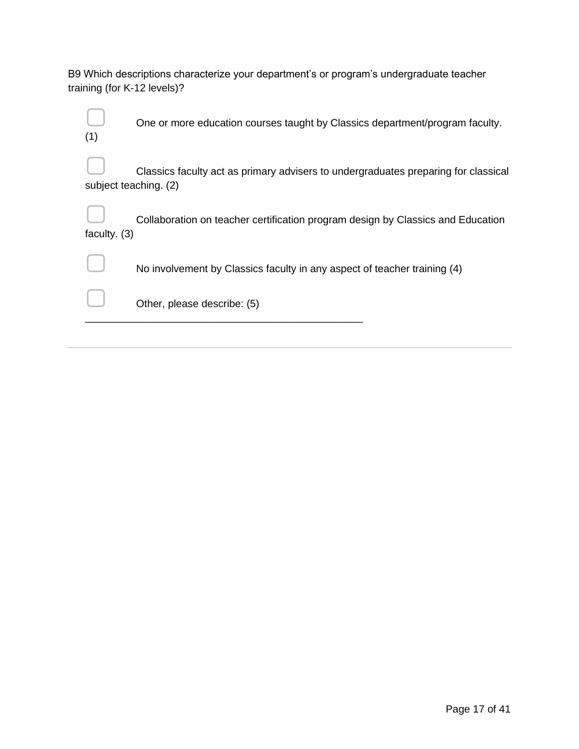B9 Which descriptions characterize your department's or program's undergraduate teacher training (for K-12 levels)?

- ☐ One or more education courses taught by Classics department/program faculty. (1)
- ☐ Classics faculty act as primary advisers to undergraduates preparing for classical subject teaching. (2)
- ☐ Collaboration on teacher certification program design by Classics and Education faculty. (3)
- ☐ No involvement by Classics faculty in any aspect of teacher training (4)
- ☐ Other, please describe: (5) __________________________________________________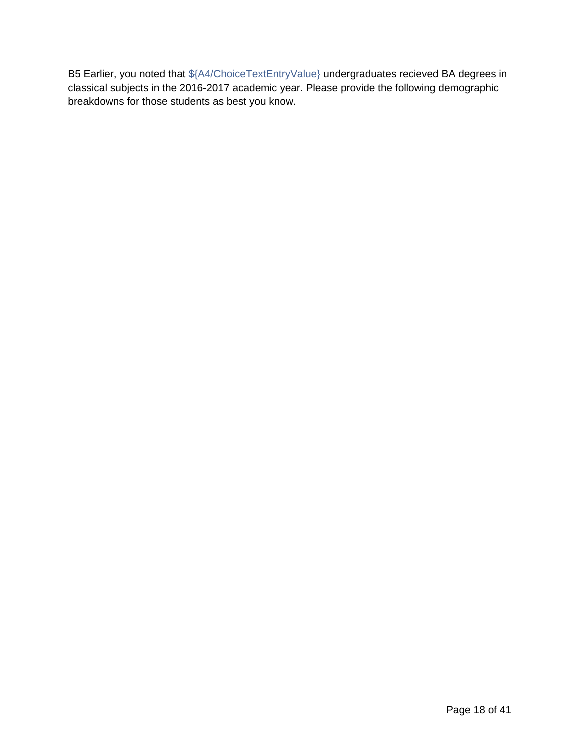B5 Earlier, you noted that ${A4/ChoiceTextEntryValue} undergraduates recieved BA degrees in classical subjects in the 2016-2017 academic year. Please provide the following demographic breakdowns for those students as best you know.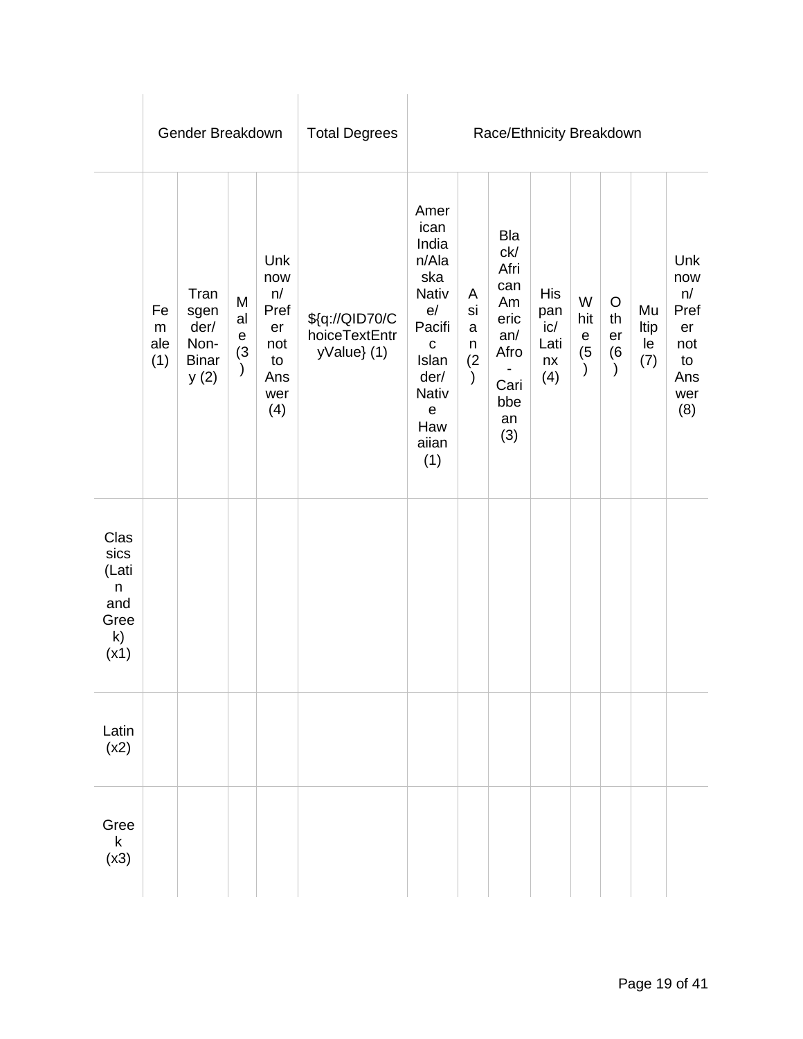| | Gender Breakdown | | | | Total Degrees | Race/Ethnicity Breakdown | | | | | | | |
|---|---|---|---|---|---|---|---|---|---|---|---|---|---|
| | Female (1) | Transgender/ Non-Binary (2) | Male (3) | Unknown/ Prefer not to Answer (4) | ${q://QID70/ChoiceTextEntryValue} (1) | American Indian/Alaska Native/ Pacific Islander/ Native Hawaiian (1) | Asian (2) | Black/ African American/ Afro-Caribbean (3) | Hispanic/ Latinx (4) | White (5) | Other (6) | Multiple (7) | Unknown/ Prefer not to Answer (8) |
| Classics (Latin and Greek) (x1) | | | | | | | | | | | | | |
| Latin (x2) | | | | | | | | | | | | | |
| Greek (x3) | | | | | | | | | | | | | |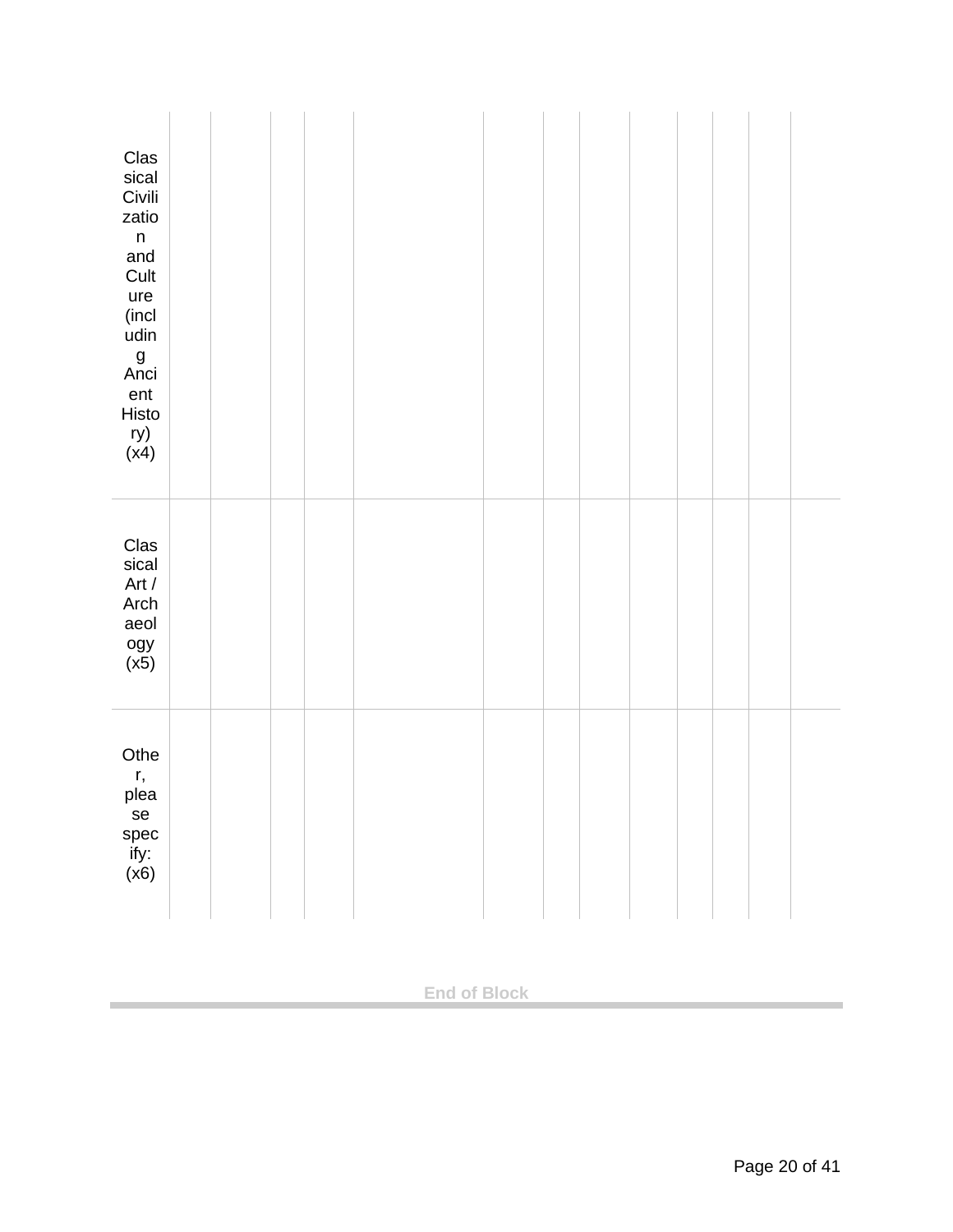| | | | | | | | | | | | | | |
|---|---|---|---|---|---|---|---|---|---|---|---|---|---|
| Classical Civilization and Culture (including Ancient History) (x4) | | | | | | | | | | | | | |
| Classical Art / Archaeology (x5) | | | | | | | | | | | | | |
| Other, please specify: (x6) | | | | | | | | | | | | | |

End of Block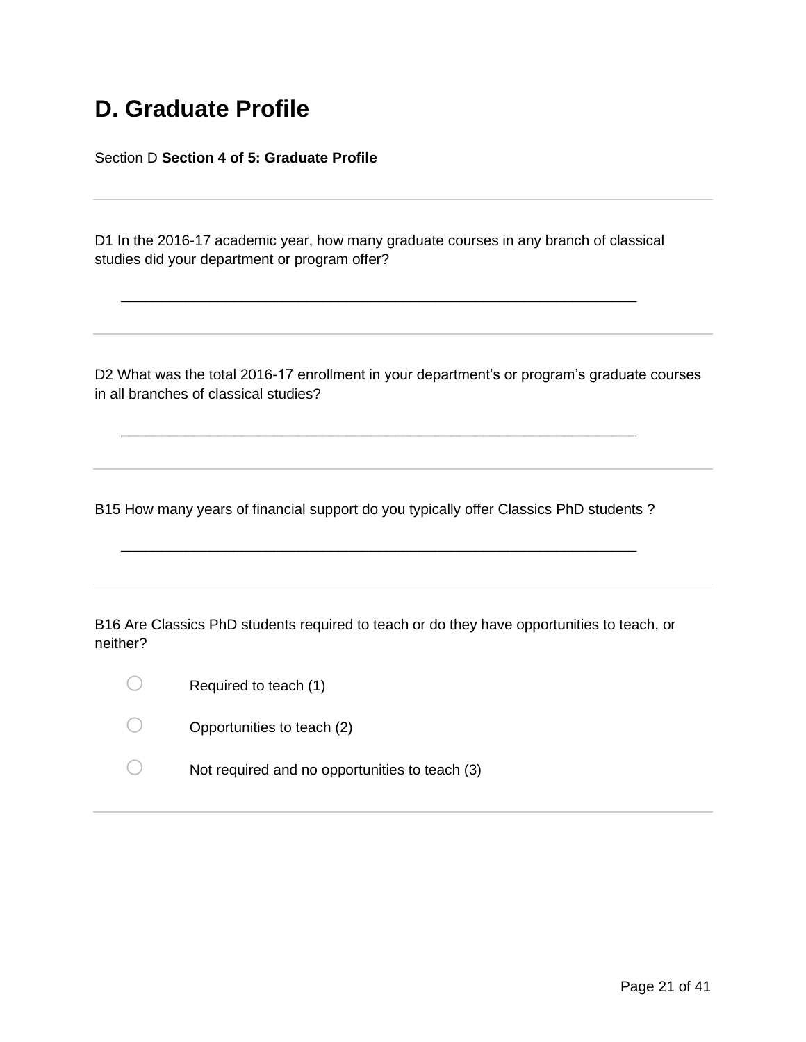# D. Graduate Profile

Section D **Section 4 of 5: Graduate Profile**

---

D1 In the 2016-17 academic year, how many graduate courses in any branch of classical studies did your department or program offer?

________________________________________________________________

---

D2 What was the total 2016-17 enrollment in your department's or program's graduate courses in all branches of classical studies?

________________________________________________________________

---

B15 How many years of financial support do you typically offer Classics PhD students ?

________________________________________________________________

---

B16 Are Classics PhD students required to teach or do they have opportunities to teach, or neither?

- ○ Required to teach (1)
- ○ Opportunities to teach (2)
- ○ Not required and no opportunities to teach (3)

---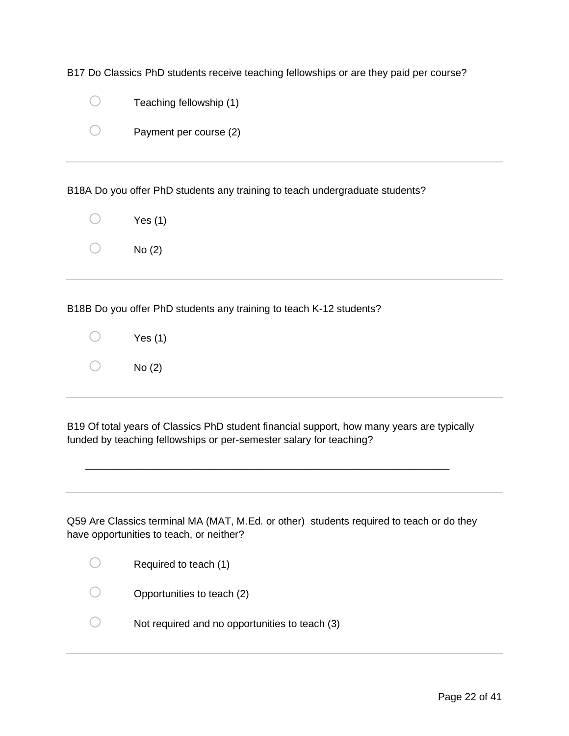B17 Do Classics PhD students receive teaching fellowships or are they paid per course?

- ○ Teaching fellowship (1)
- ○ Payment per course (2)

---

B18A Do you offer PhD students any training to teach undergraduate students?

- ○ Yes (1)
- ○ No (2)

---

B18B Do you offer PhD students any training to teach K-12 students?

- ○ Yes (1)
- ○ No (2)

---

B19 Of total years of Classics PhD student financial support, how many years are typically funded by teaching fellowships or per-semester salary for teaching?

________________________________________________________________

---

Q59 Are Classics terminal MA (MAT, M.Ed. or other) students required to teach or do they have opportunities to teach, or neither?

- ○ Required to teach (1)
- ○ Opportunities to teach (2)
- ○ Not required and no opportunities to teach (3)

---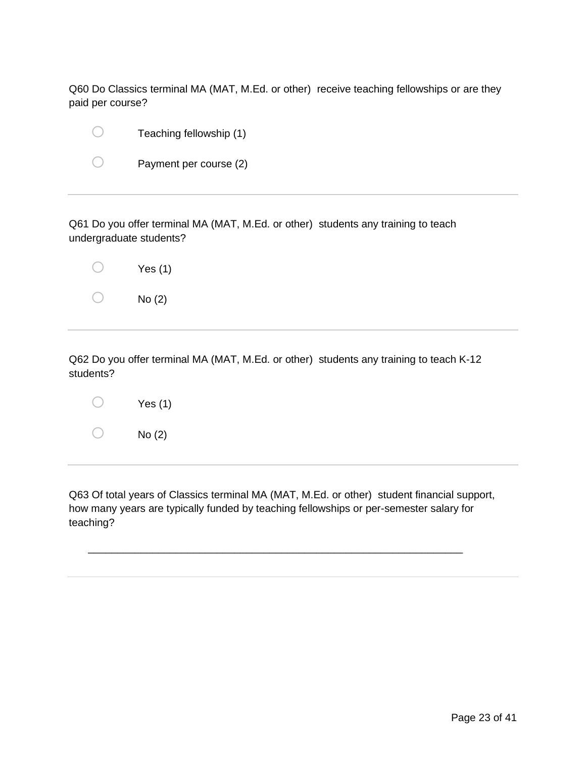Q60 Do Classics terminal MA (MAT, M.Ed. or other) receive teaching fellowships or are they paid per course?

- ○ Teaching fellowship (1)
- ○ Payment per course (2)

---

Q61 Do you offer terminal MA (MAT, M.Ed. or other) students any training to teach undergraduate students?

- ○ Yes (1)
- ○ No (2)

---

Q62 Do you offer terminal MA (MAT, M.Ed. or other) students any training to teach K-12 students?

- ○ Yes (1)
- ○ No (2)

---

Q63 Of total years of Classics terminal MA (MAT, M.Ed. or other) student financial support, how many years are typically funded by teaching fellowships or per-semester salary for teaching?

________________________________________________________________

---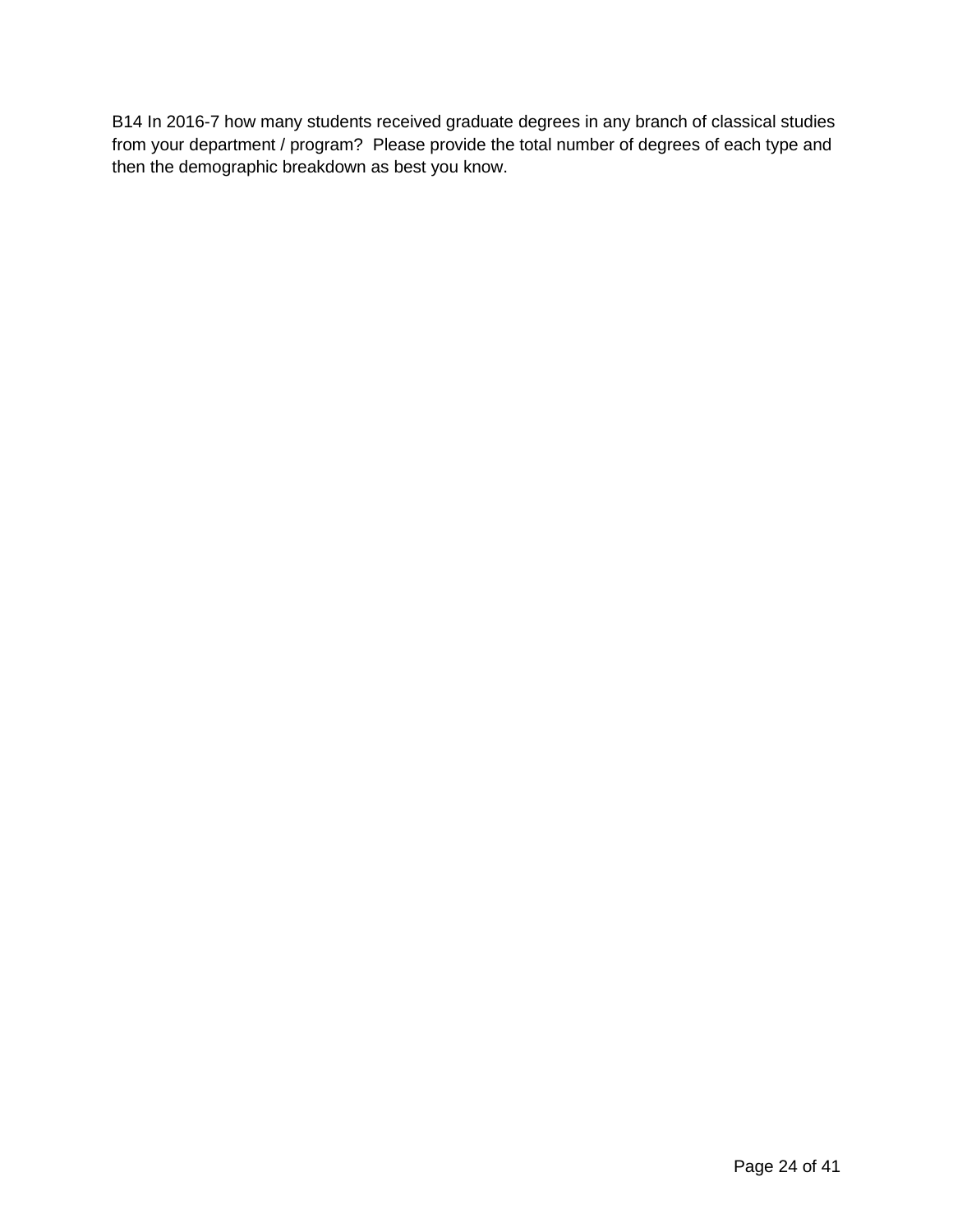B14 In 2016-7 how many students received graduate degrees in any branch of classical studies from your department / program? Please provide the total number of degrees of each type and then the demographic breakdown as best you know.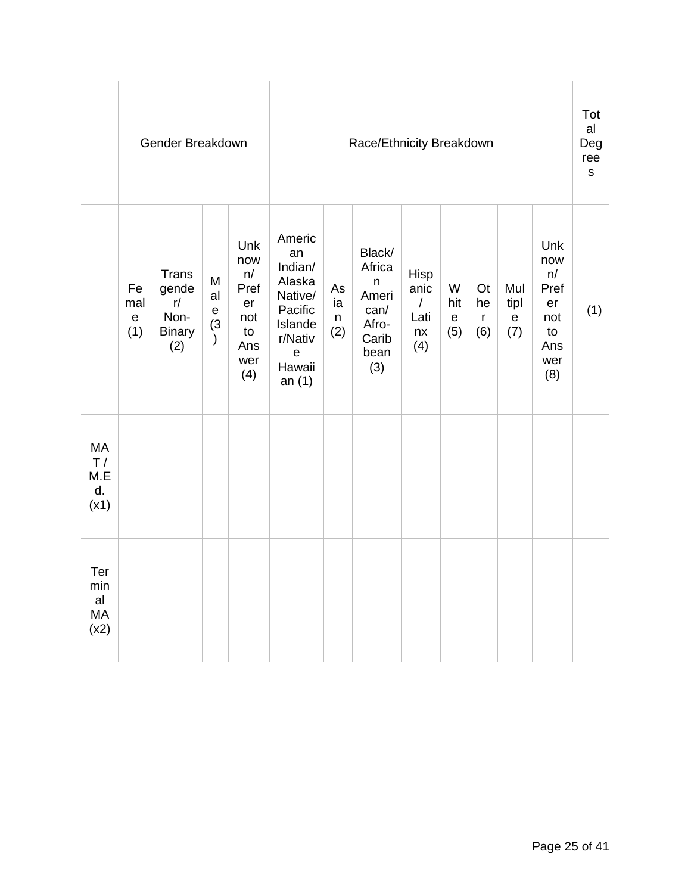| | Gender Breakdown | | | | Race/Ethnicity Breakdown | | | | | | | | Total Degrees |
|---|---|---|---|---|---|---|---|---|---|---|---|---|---|
| | Female (1) | Transgender/ Non-Binary (2) | Male (3) | Unknown/ Prefer not to Answer (4) | American Indian/ Alaska Native/ Pacific Islander/Native Hawaiian (1) | Asian (2) | Black/ African American/ Afro-Caribbean (3) | Hispanic / Latinx (4) | White (5) | Other (6) | Multiple (7) | Unknown/ Prefer not to Answer (8) | (1) |
| MAT / M.Ed. (x1) | | | | | | | | | | | | | |
| Terminal MA (x2) | | | | | | | | | | | | | |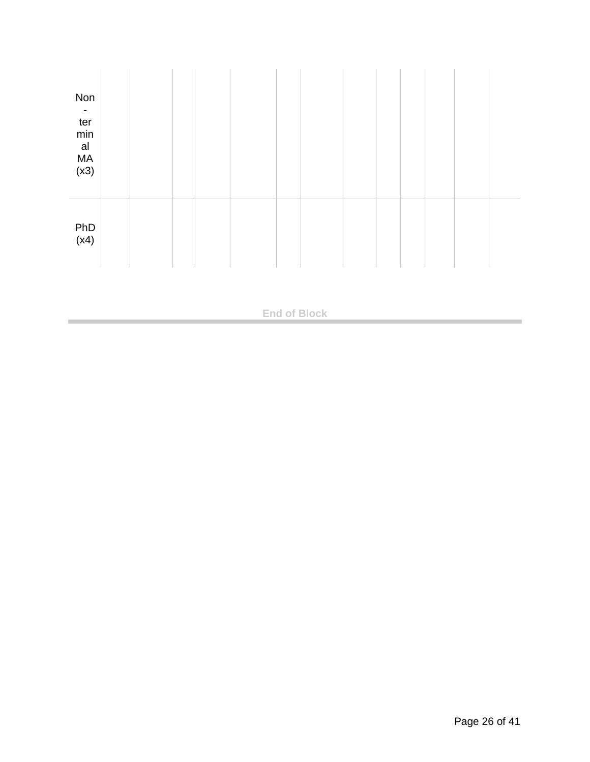| | | | | | | | | | | | | | |
|---|---|---|---|---|---|---|---|---|---|---|---|---|---|
| Non-terminal MA (x3) | | | | | | | | | | | | | |
| PhD (x4) | | | | | | | | | | | | | |

End of Block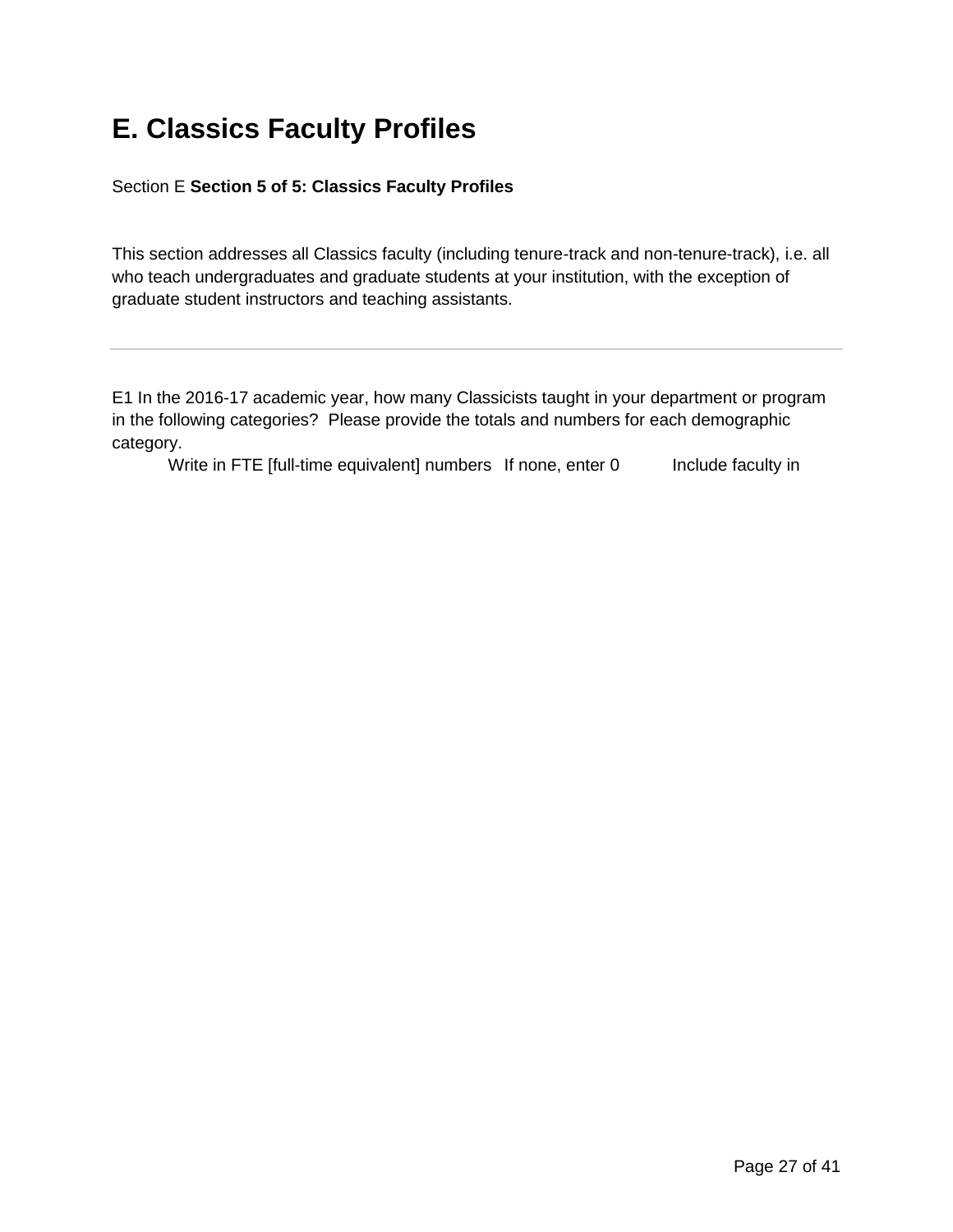# E. Classics Faculty Profiles

Section E **Section 5 of 5: Classics Faculty Profiles**

This section addresses all Classics faculty (including tenure-track and non-tenure-track), i.e. all who teach undergraduates and graduate students at your institution, with the exception of graduate student instructors and teaching assistants.

---

E1 In the 2016-17 academic year, how many Classicists taught in your department or program in the following categories? Please provide the totals and numbers for each demographic category.

Write in FTE [full-time equivalent] numbers If none, enter 0 Include faculty in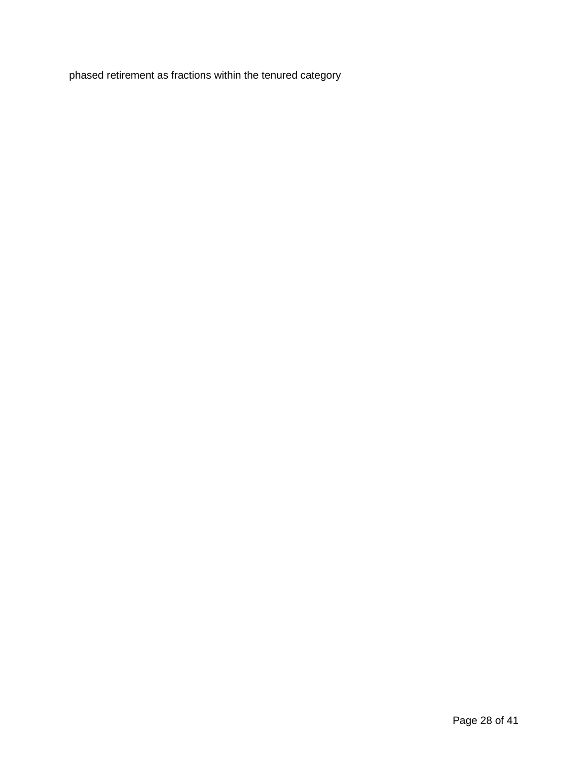phased retirement as fractions within the tenured category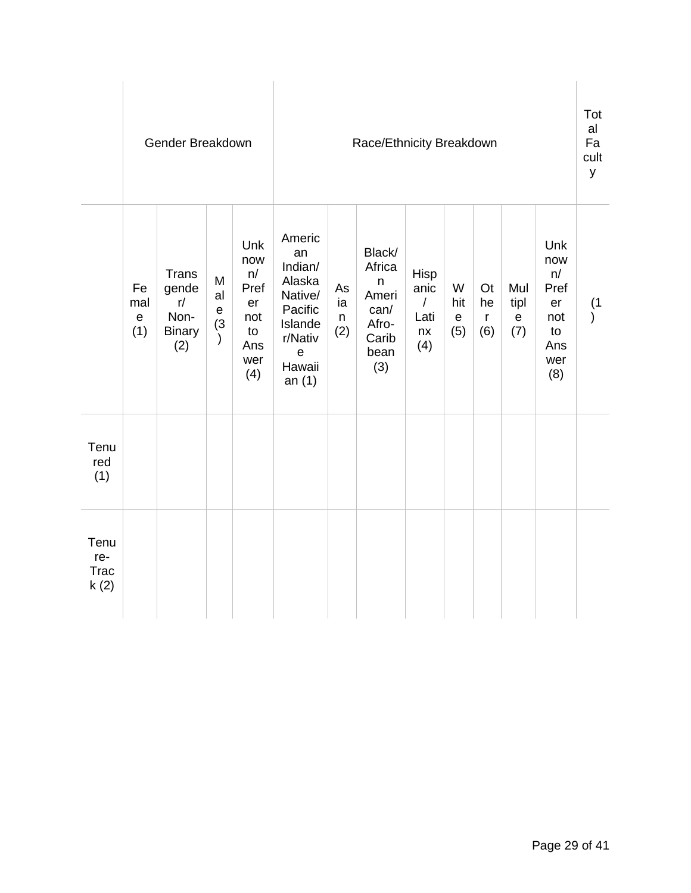| | Gender Breakdown | | | | Race/Ethnicity Breakdown | | | | | | | | Total Faculty |
|---|---|---|---|---|---|---|---|---|---|---|---|---|---|
| | Female (1) | Transgender/ Non-Binary (2) | Male (3) | Unknown/ Prefer not to Answer (4) | American Indian/ Alaska Native/ Pacific Islander/Native Hawaiian (1) | Asian (2) | Black/ African American/ Afro-Caribbean (3) | Hispanic/ Latinx (4) | White (5) | Other (6) | Multiple (7) | Unknown/ Prefer not to Answer (8) | (1) |
| Tenured (1) | | | | | | | | | | | | | |
| Tenure-Track (2) | | | | | | | | | | | | | |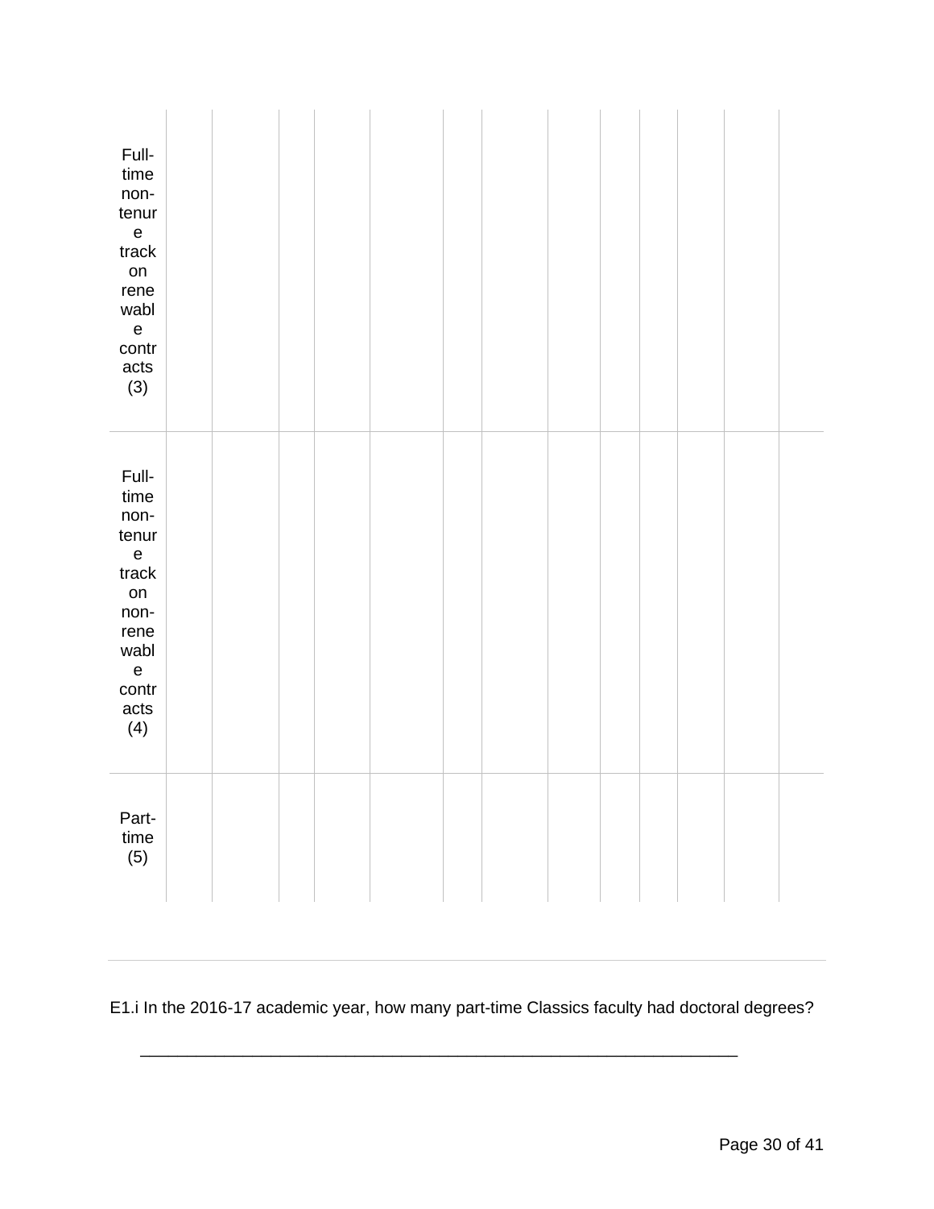| | | | | | | | | | | | | | | |
|---|---|---|---|---|---|---|---|---|---|---|---|---|---|---|
| Full-time non-tenure track on renewable contracts (3) | | | | | | | | | | | | | | |
| Full-time non-tenure track on non-renewable contracts (4) | | | | | | | | | | | | | | |
| Part-time (5) | | | | | | | | | | | | | | |

E1.i In the 2016-17 academic year, how many part-time Classics faculty had doctoral degrees?

________________________________________________________________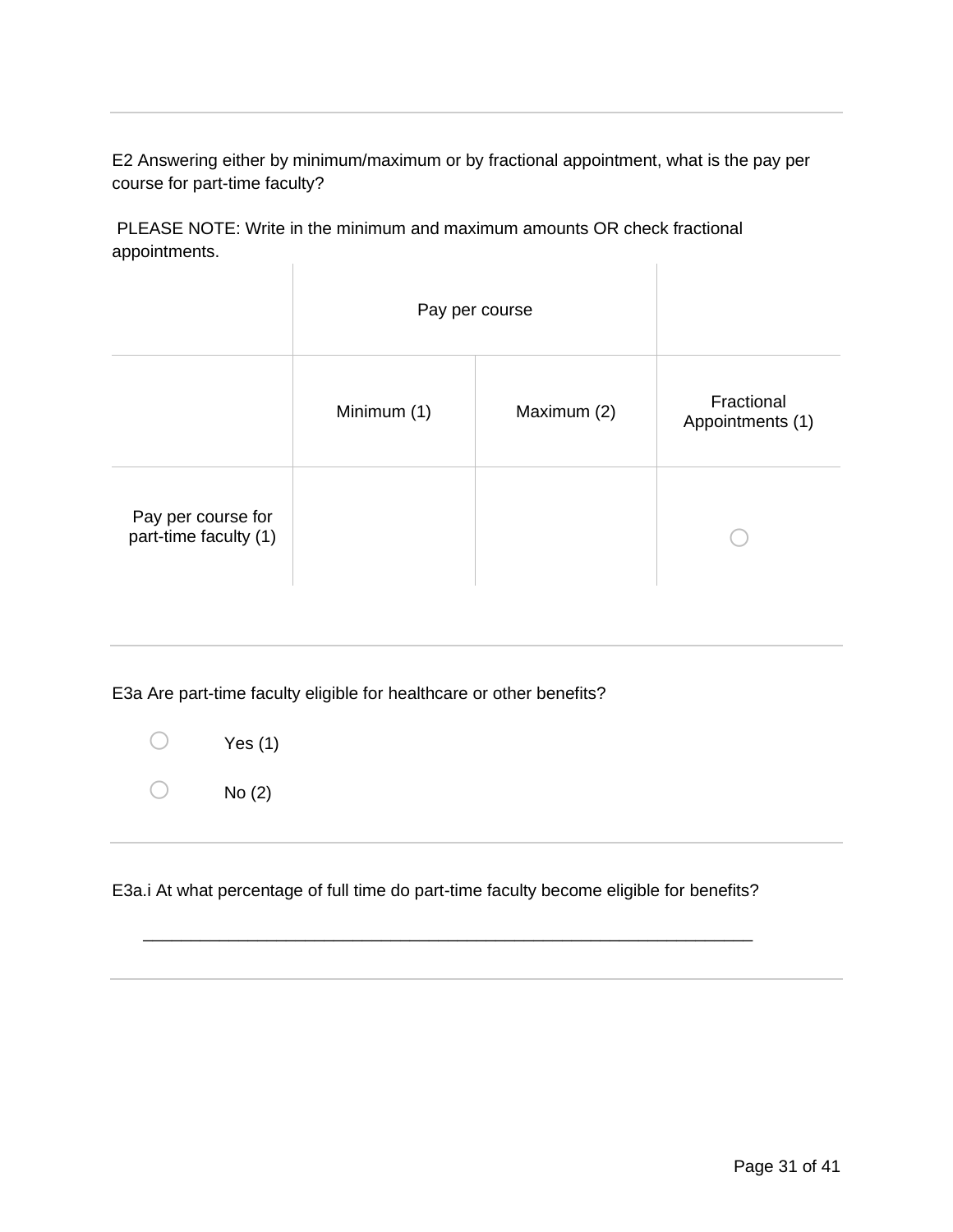E2 Answering either by minimum/maximum or by fractional appointment, what is the pay per course for part-time faculty?

PLEASE NOTE: Write in the minimum and maximum amounts OR check fractional appointments.

| | Pay per course | | |
|---|---|---|---|
| | Minimum (1) | Maximum (2) | Fractional Appointments (1) |
| Pay per course for part-time faculty (1) | | | ○ |

---

E3a Are part-time faculty eligible for healthcare or other benefits?

○ Yes (1)

○ No (2)

---

E3a.i At what percentage of full time do part-time faculty become eligible for benefits?

________________________________________________________________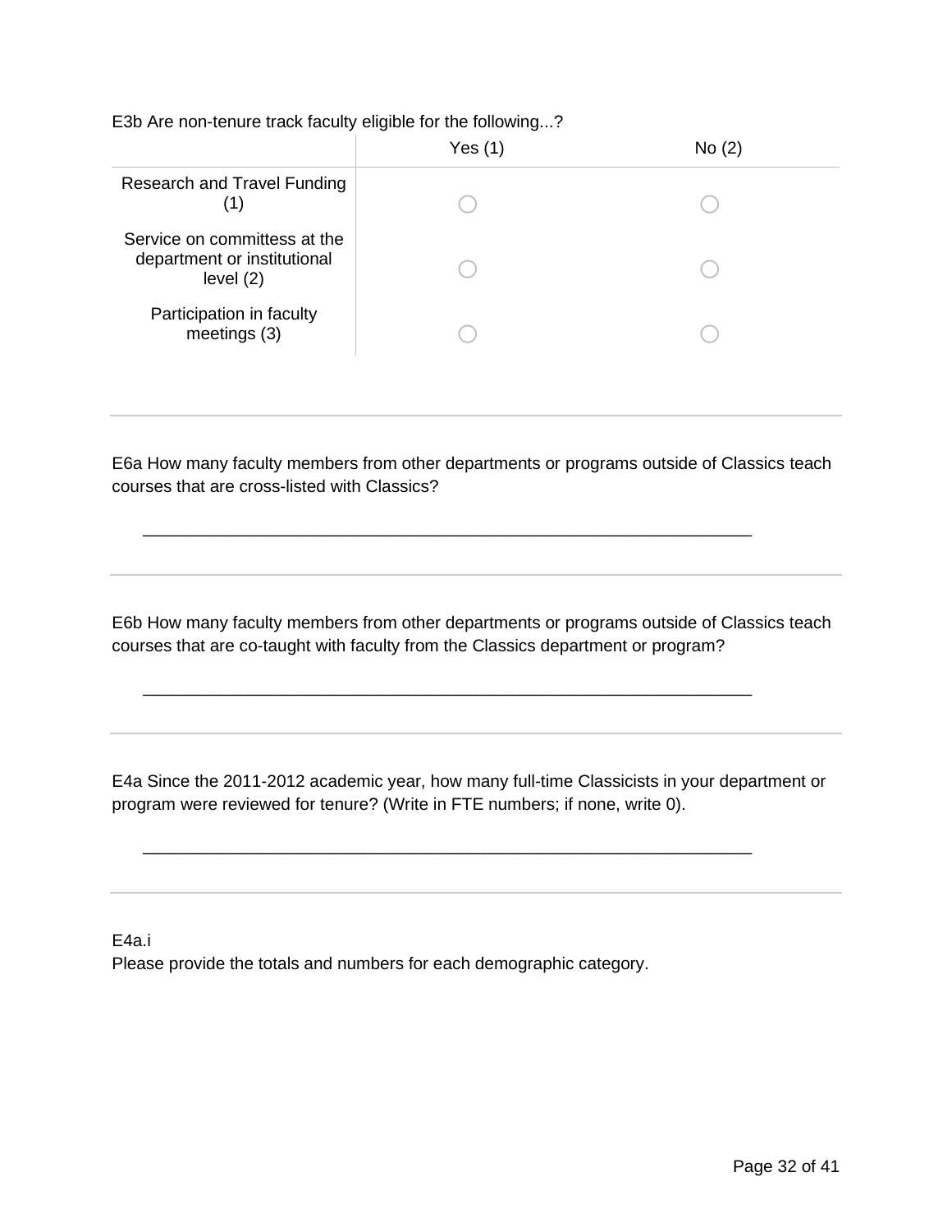E3b Are non-tenure track faculty eligible for the following...?

| | Yes (1) | No (2) |
|---|---|---|
| Research and Travel Funding (1) | ○ | ○ |
| Service on committess at the department or institutional level (2) | ○ | ○ |
| Participation in faculty meetings (3) | ○ | ○ |

---

E6a How many faculty members from other departments or programs outside of Classics teach courses that are cross-listed with Classics?

________________________________________________________________

---

E6b How many faculty members from other departments or programs outside of Classics teach courses that are co-taught with faculty from the Classics department or program?

________________________________________________________________

---

E4a Since the 2011-2012 academic year, how many full-time Classicists in your department or program were reviewed for tenure? (Write in FTE numbers; if none, write 0).

________________________________________________________________

---

E4a.i
Please provide the totals and numbers for each demographic category.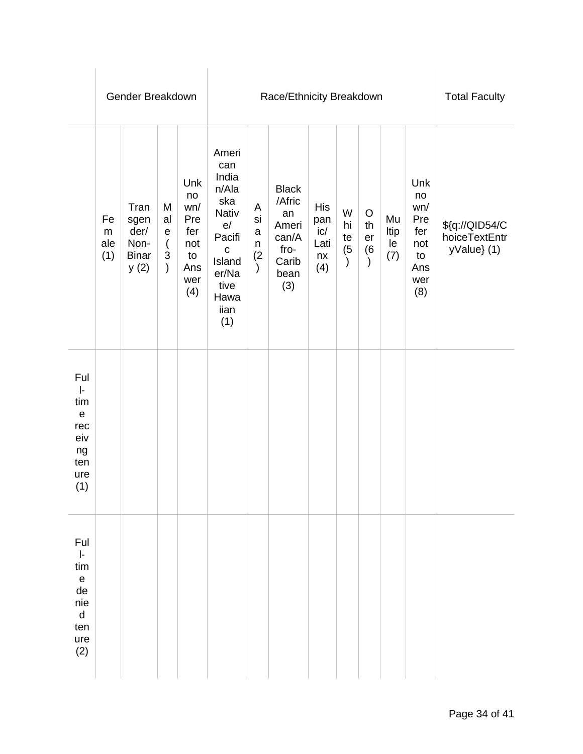| | Gender Breakdown | | | | Race/Ethnicity Breakdown | | | | | | | | Total Faculty |
|---|---|---|---|---|---|---|---|---|---|---|---|---|---|
| | Female (1) | Transgender/ Non-Binary (2) | Male (3) | Unknown/ Prefer not to Answer (4) | American Indian/Alaska Native/ Pacific Islander/Native Hawaiian (1) | Asian (2) | Black/African American/Afro-Caribbean (3) | Hispanic/ Latinx (4) | White (5) | Other (6) | Multiple (7) | Unknown/ Prefer not to Answer (8) | ${q://QID54/ChoiceTextEntryValue} (1) |
| Full-time receiving tenure (1) | | | | | | | | | | | | | |
| Full-time denied tenure (2) | | | | | | | | | | | | | |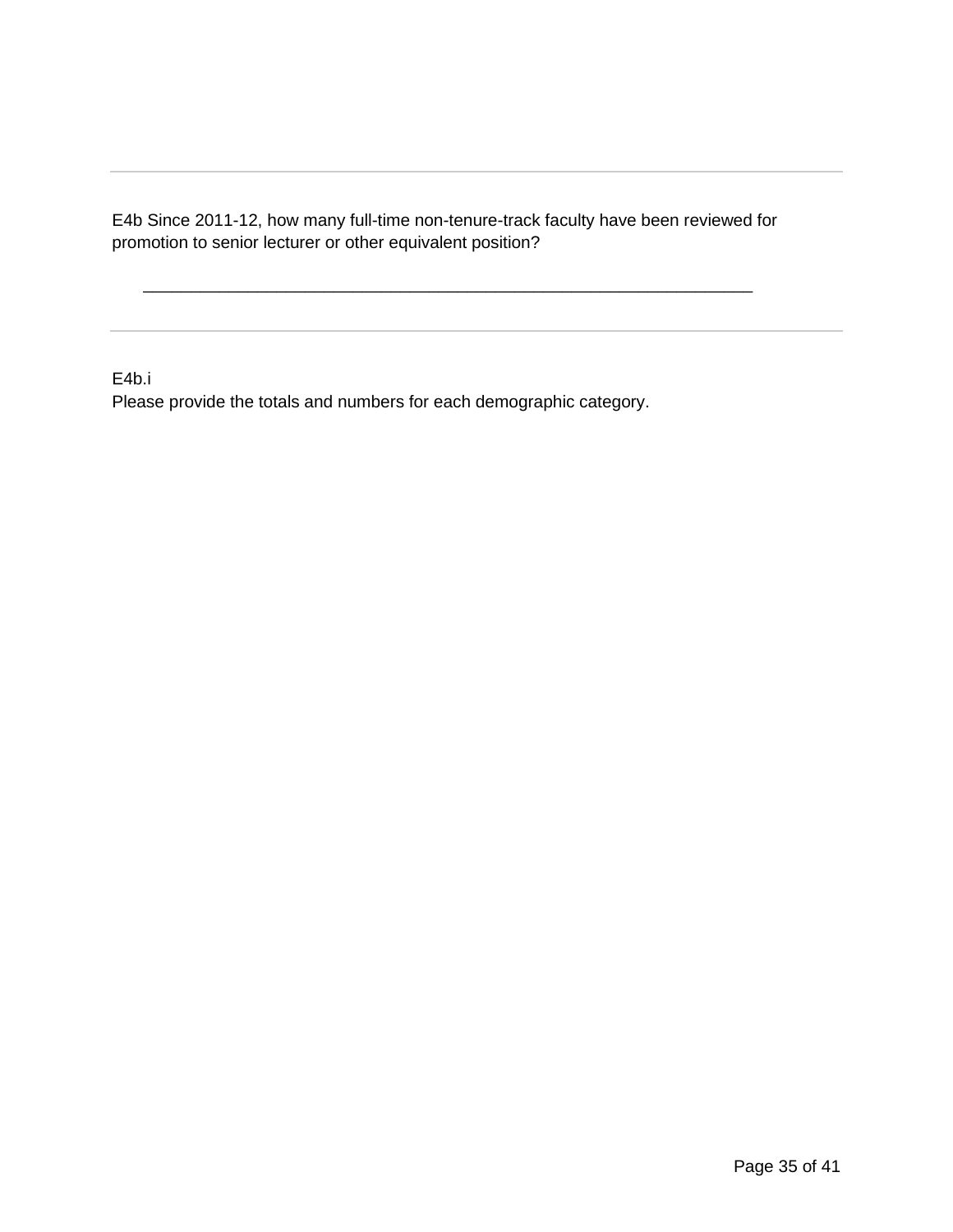---

E4b Since 2011-12, how many full-time non-tenure-track faculty have been reviewed for promotion to senior lecturer or other equivalent position?

________________________________________________________________

---

E4b.i
Please provide the totals and numbers for each demographic category.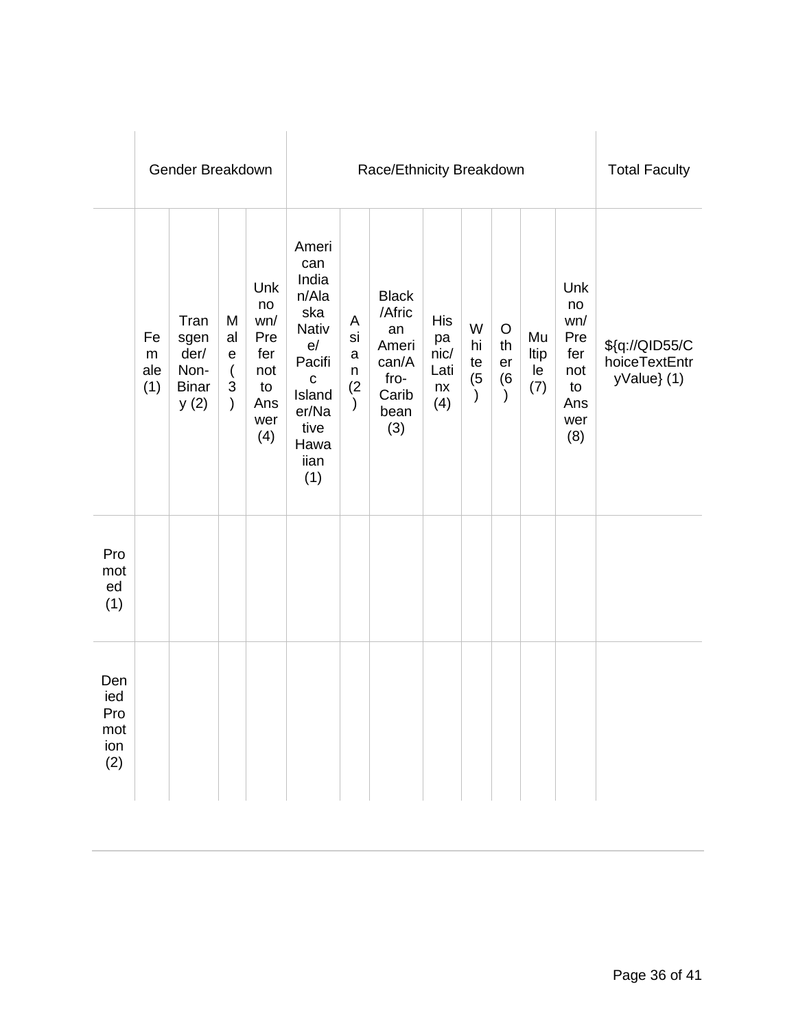| | Gender Breakdown | | | | Race/Ethnicity Breakdown | | | | | | | | Total Faculty |
|---|---|---|---|---|---|---|---|---|---|---|---|---|---|
| | Female (1) | Transgender/ Non-Binary (2) | Male (3) | Unknown/ Prefer not to Answer (4) | American Indian/Alaska Native/ Pacific Islander/Native Hawaiian (1) | Asian (2) | Black/African American/Afro-Caribbean (3) | Hispanic/ Latinx (4) | White (5) | Other (6) | Multiple (7) | Unknown/ Prefer not to Answer (8) | ${q://QID55/ChoiceTextEntryValue} (1) |
| Promoted (1) | | | | | | | | | | | | | |
| Denied Promotion (2) | | | | | | | | | | | | | |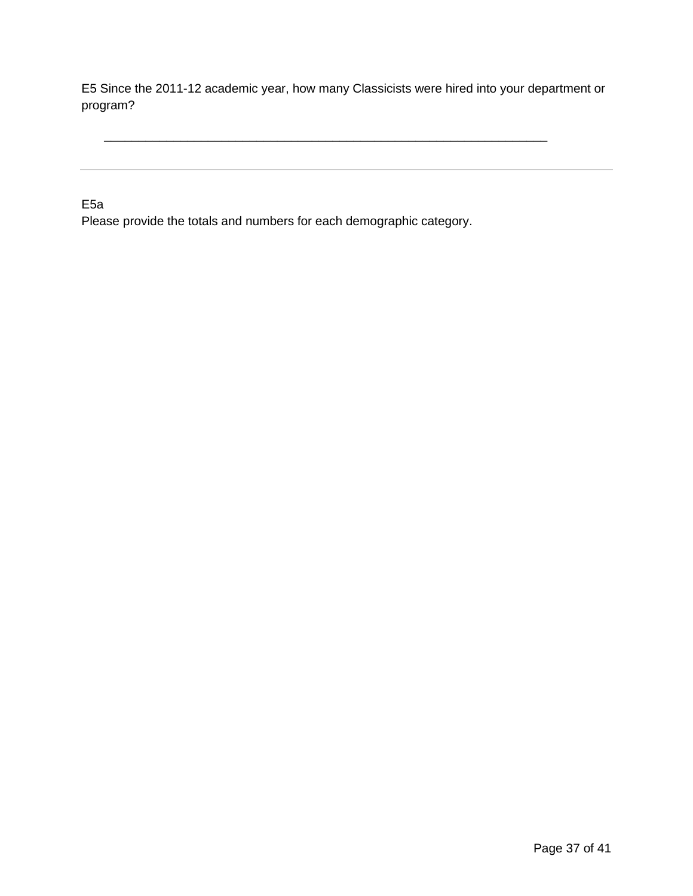E5 Since the 2011-12 academic year, how many Classicists were hired into your department or program?

________________________________________________________________

---

E5a
Please provide the totals and numbers for each demographic category.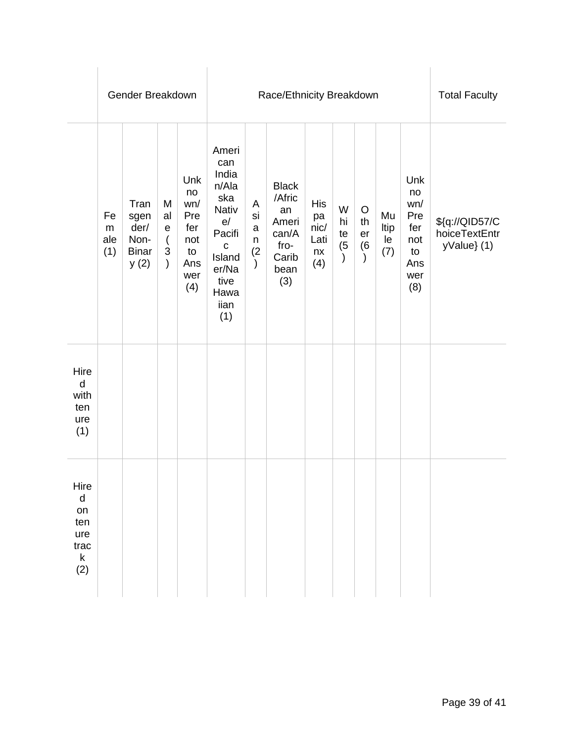| | Gender Breakdown | | | | Race/Ethnicity Breakdown | | | | | | | | Total Faculty |
|---|---|---|---|---|---|---|---|---|---|---|---|---|---|
| | Female (1) | Transgender/ Non-Binary (2) | Male (3) | Unknown/ Prefer not to Answer (4) | American Indian/Alaska Native/ Pacific Islander/Native Hawaiian (1) | Asian (2) | Black/African American/Afro-Caribbean (3) | Hispanic/ Latinx (4) | White (5) | Other (6) | Multiple (7) | Unknown/ Prefer not to Answer (8) | ${q://QID57/ChoiceTextEntryValue} (1) |
| Hired with tenure (1) | | | | | | | | | | | | | |
| Hired on tenure track (2) | | | | | | | | | | | | | |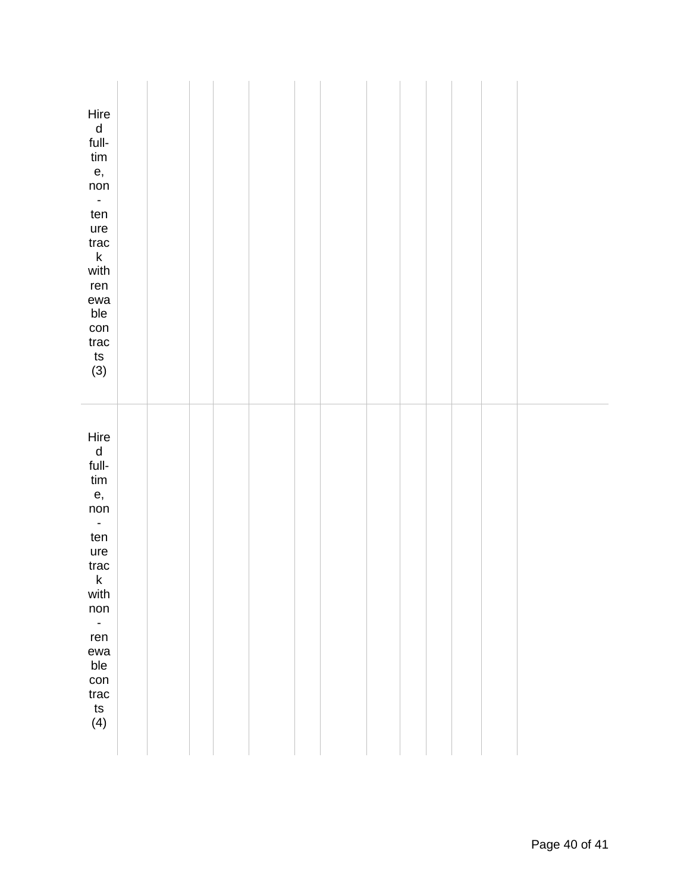| | | | | | | | | | | | | | |
|---|---|---|---|---|---|---|---|---|---|---|---|---|---|
| Hired full-time, non-tenure track with renewable contracts (3) | | | | | | | | | | | | | |
| Hired full-time, non-tenure track with non-renewable contracts (4) | | | | | | | | | | | | | |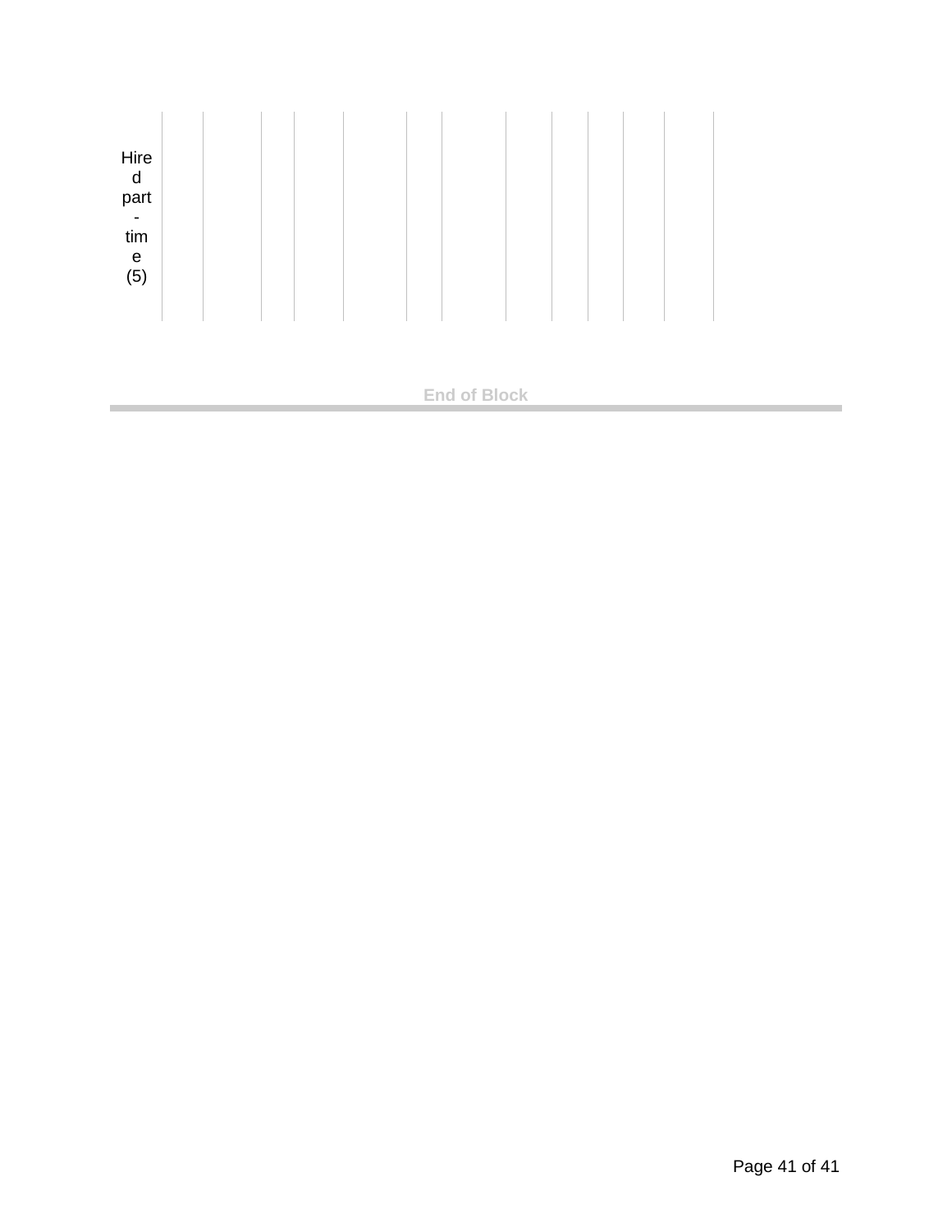| | | | | | | | | | | | | | |
|---|---|---|---|---|---|---|---|---|---|---|---|---|---|
| Hired part-time (5) | | | | | | | | | | | | | |

End of Block